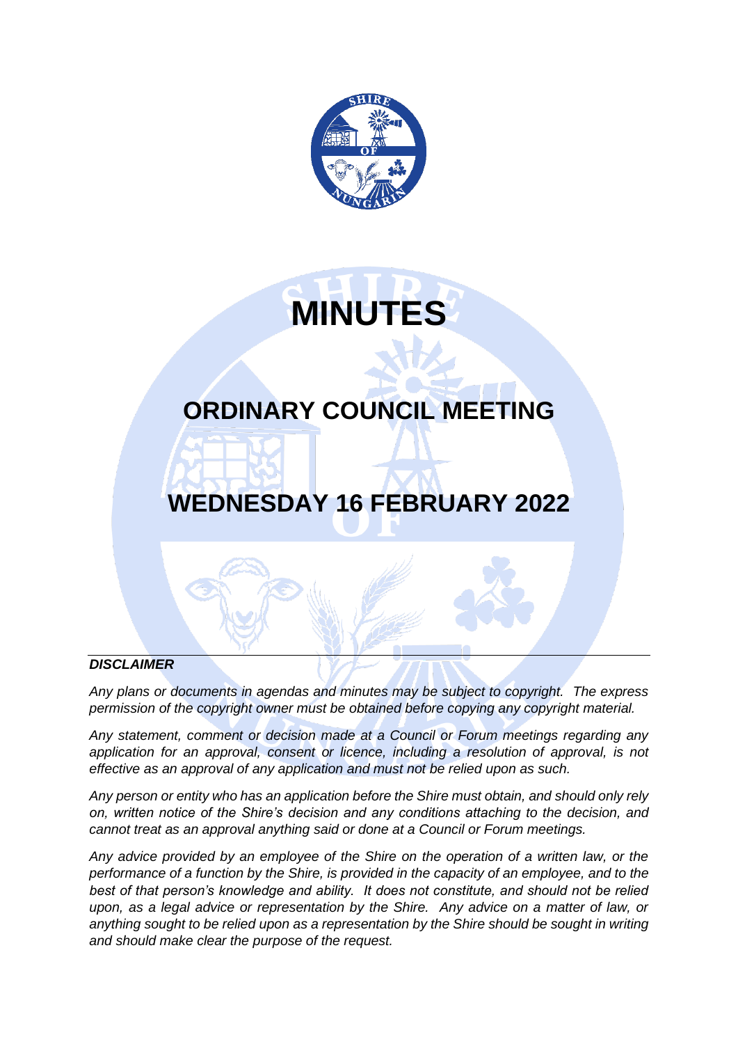# MINUTES

## ORDINARY COUNCIL MEETING

## WEDNESDAY 16 FEBRUARY 2022

***DISCLAIMER***

*Any plans or documents in agendas and minutes may be subject to copyright. The express permission of the copyright owner must be obtained before copying any copyright material.*

*Any statement, comment or decision made at a Council or Forum meetings regarding any application for an approval, consent or licence, including a resolution of approval, is not effective as an approval of any application and must not be relied upon as such.*

*Any person or entity who has an application before the Shire must obtain, and should only rely on, written notice of the Shire's decision and any conditions attaching to the decision, and cannot treat as an approval anything said or done at a Council or Forum meetings.*

*Any advice provided by an employee of the Shire on the operation of a written law, or the performance of a function by the Shire, is provided in the capacity of an employee, and to the best of that person's knowledge and ability. It does not constitute, and should not be relied upon, as a legal advice or representation by the Shire. Any advice on a matter of law, or anything sought to be relied upon as a representation by the Shire should be sought in writing and should make clear the purpose of the request.*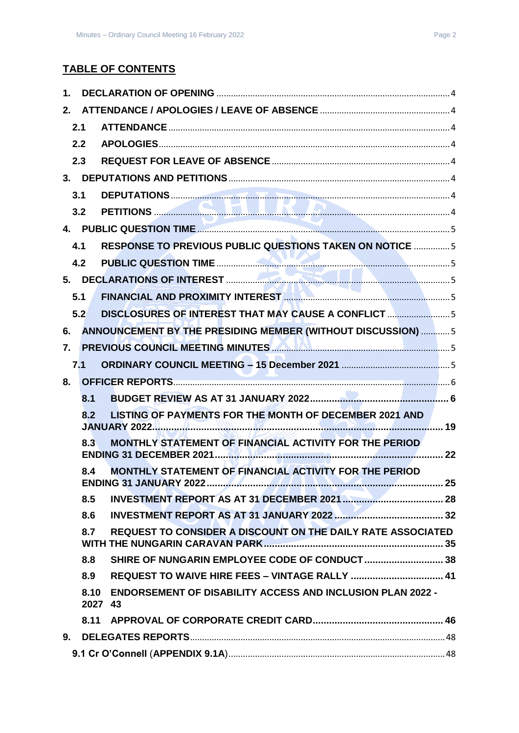## TABLE OF CONTENTS

1. DECLARATION OF OPENING ..... 4
2. ATTENDANCE / APOLOGIES / LEAVE OF ABSENCE ..... 4
   - 2.1 ATTENDANCE ..... 4
   - 2.2 APOLOGIES ..... 4
   - 2.3 REQUEST FOR LEAVE OF ABSENCE ..... 4
3. DEPUTATIONS AND PETITIONS ..... 4
   - 3.1 DEPUTATIONS ..... 4
   - 3.2 PETITIONS ..... 4
4. PUBLIC QUESTION TIME ..... 5
   - 4.1 RESPONSE TO PREVIOUS PUBLIC QUESTIONS TAKEN ON NOTICE ..... 5
   - 4.2 PUBLIC QUESTION TIME ..... 5
5. DECLARATIONS OF INTEREST ..... 5
   - 5.1 FINANCIAL AND PROXIMITY INTEREST ..... 5
   - 5.2 DISCLOSURES OF INTEREST THAT MAY CAUSE A CONFLICT ..... 5
6. ANNOUNCEMENT BY THE PRESIDING MEMBER (WITHOUT DISCUSSION) ..... 5
7. PREVIOUS COUNCIL MEETING MINUTES ..... 5
   - 7.1 ORDINARY COUNCIL MEETING – 15 December 2021 ..... 5
8. OFFICER REPORTS ..... 6
   - 8.1 BUDGET REVIEW AS AT 31 JANUARY 2022 ..... 6
   - 8.2 LISTING OF PAYMENTS FOR THE MONTH OF DECEMBER 2021 AND JANUARY 2022 ..... 19
   - 8.3 MONTHLY STATEMENT OF FINANCIAL ACTIVITY FOR THE PERIOD ENDING 31 DECEMBER 2021 ..... 22
   - 8.4 MONTHLY STATEMENT OF FINANCIAL ACTIVITY FOR THE PERIOD ENDING 31 JANUARY 2022 ..... 25
   - 8.5 INVESTMENT REPORT AS AT 31 DECEMBER 2021 ..... 28
   - 8.6 INVESTMENT REPORT AS AT 31 JANUARY 2022 ..... 32
   - 8.7 REQUEST TO CONSIDER A DISCOUNT ON THE DAILY RATE ASSOCIATED WITH THE NUNGARIN CARAVAN PARK ..... 35
   - 8.8 SHIRE OF NUNGARIN EMPLOYEE CODE OF CONDUCT ..... 38
   - 8.9 REQUEST TO WAIVE HIRE FEES – VINTAGE RALLY ..... 41
   - 8.10 ENDORSEMENT OF DISABILITY ACCESS AND INCLUSION PLAN 2022 - 2027 ..... 43
   - 8.11 APPROVAL OF CORPORATE CREDIT CARD ..... 46
9. DELEGATES REPORTS ..... 48
   - 9.1 Cr O'Connell (APPENDIX 9.1A) ..... 48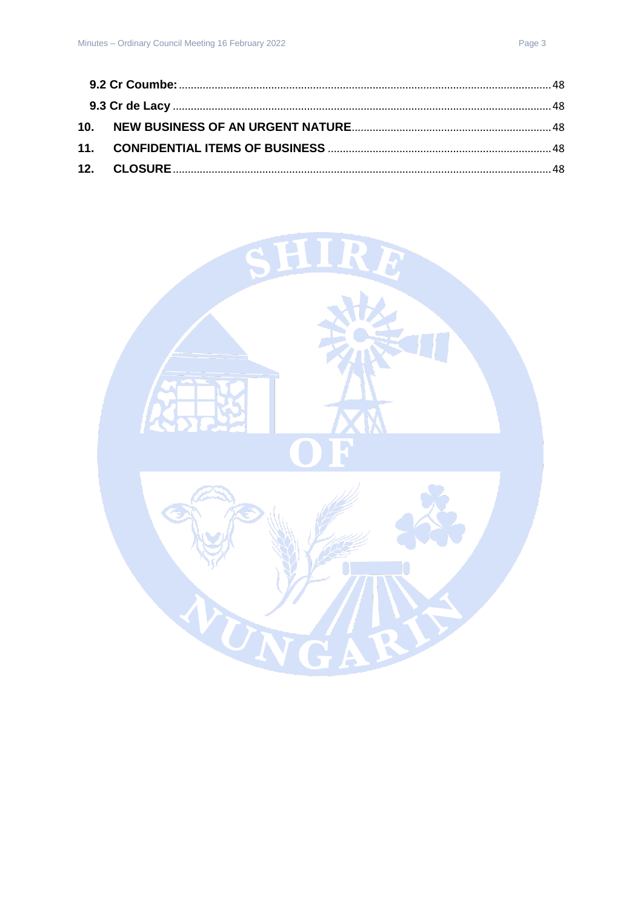**9.2 Cr Coumbe:** .......... 48

**9.3 Cr de Lacy** .......... 48

**10. NEW BUSINESS OF AN URGENT NATURE** .......... 48

**11. CONFIDENTIAL ITEMS OF BUSINESS** .......... 48

**12. CLOSURE** .......... 48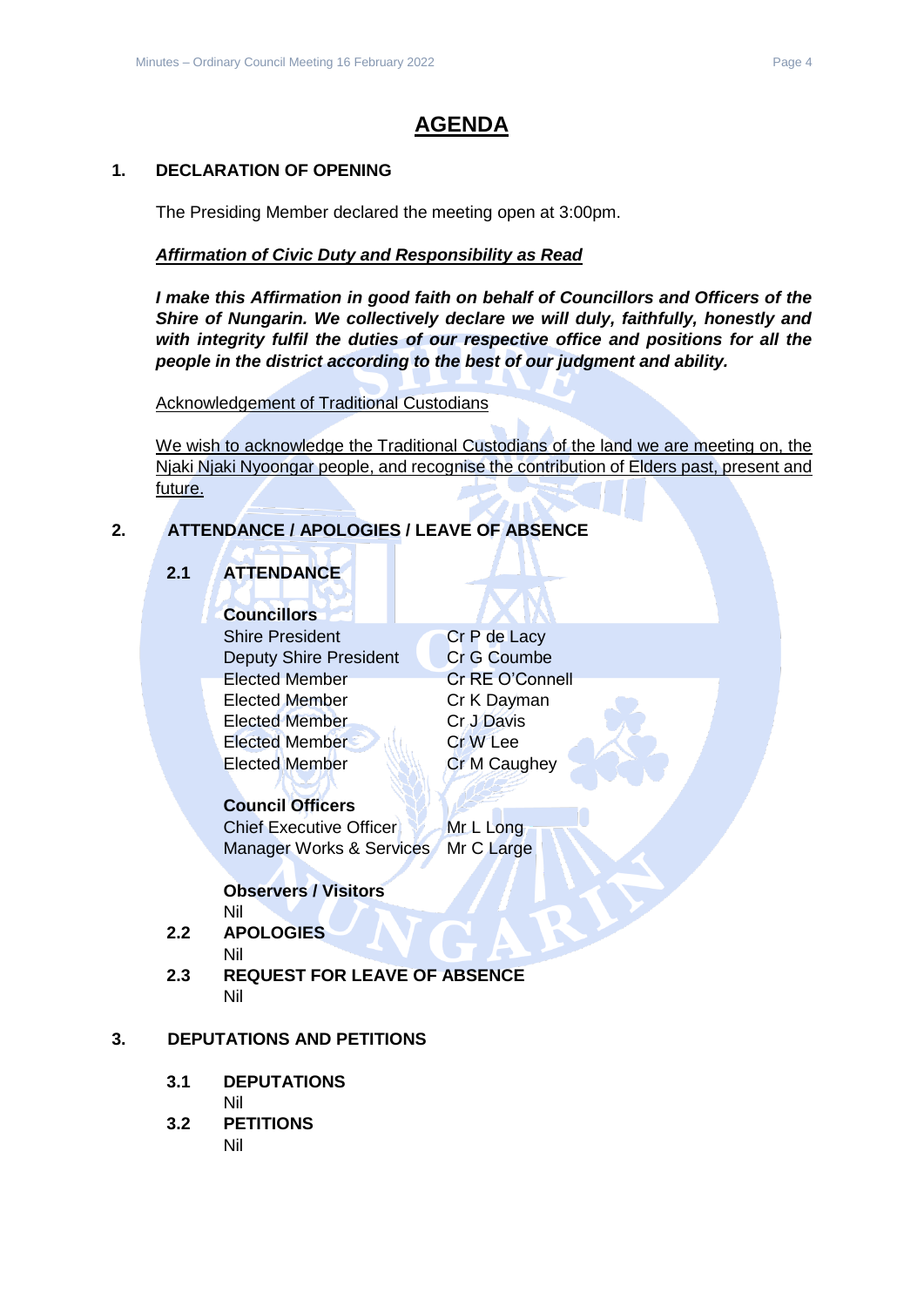# AGENDA

## 1. DECLARATION OF OPENING

The Presiding Member declared the meeting open at 3:00pm.

***Affirmation of Civic Duty and Responsibility as Read***

***I make this Affirmation in good faith on behalf of Councillors and Officers of the Shire of Nungarin. We collectively declare we will duly, faithfully, honestly and with integrity fulfil the duties of our respective office and positions for all the people in the district according to the best of our judgment and ability.***

Acknowledgement of Traditional Custodians

We wish to acknowledge the Traditional Custodians of the land we are meeting on, the Njaki Njaki Nyoongar people, and recognise the contribution of Elders past, present and future.

## 2. ATTENDANCE / APOLOGIES / LEAVE OF ABSENCE

### 2.1 ATTENDANCE

**Councillors**

| | |
|---|---|
| Shire President | Cr P de Lacy |
| Deputy Shire President | Cr G Coumbe |
| Elected Member | Cr RE O'Connell |
| Elected Member | Cr K Dayman |
| Elected Member | Cr J Davis |
| Elected Member | Cr W Lee |
| Elected Member | Cr M Caughey |

**Council Officers**

| | |
|---|---|
| Chief Executive Officer | Mr L Long |
| Manager Works & Services | Mr C Large |

**Observers / Visitors**

Nil

### 2.2 APOLOGIES

Nil

### 2.3 REQUEST FOR LEAVE OF ABSENCE

Nil

## 3. DEPUTATIONS AND PETITIONS

### 3.1 DEPUTATIONS

Nil

### 3.2 PETITIONS

Nil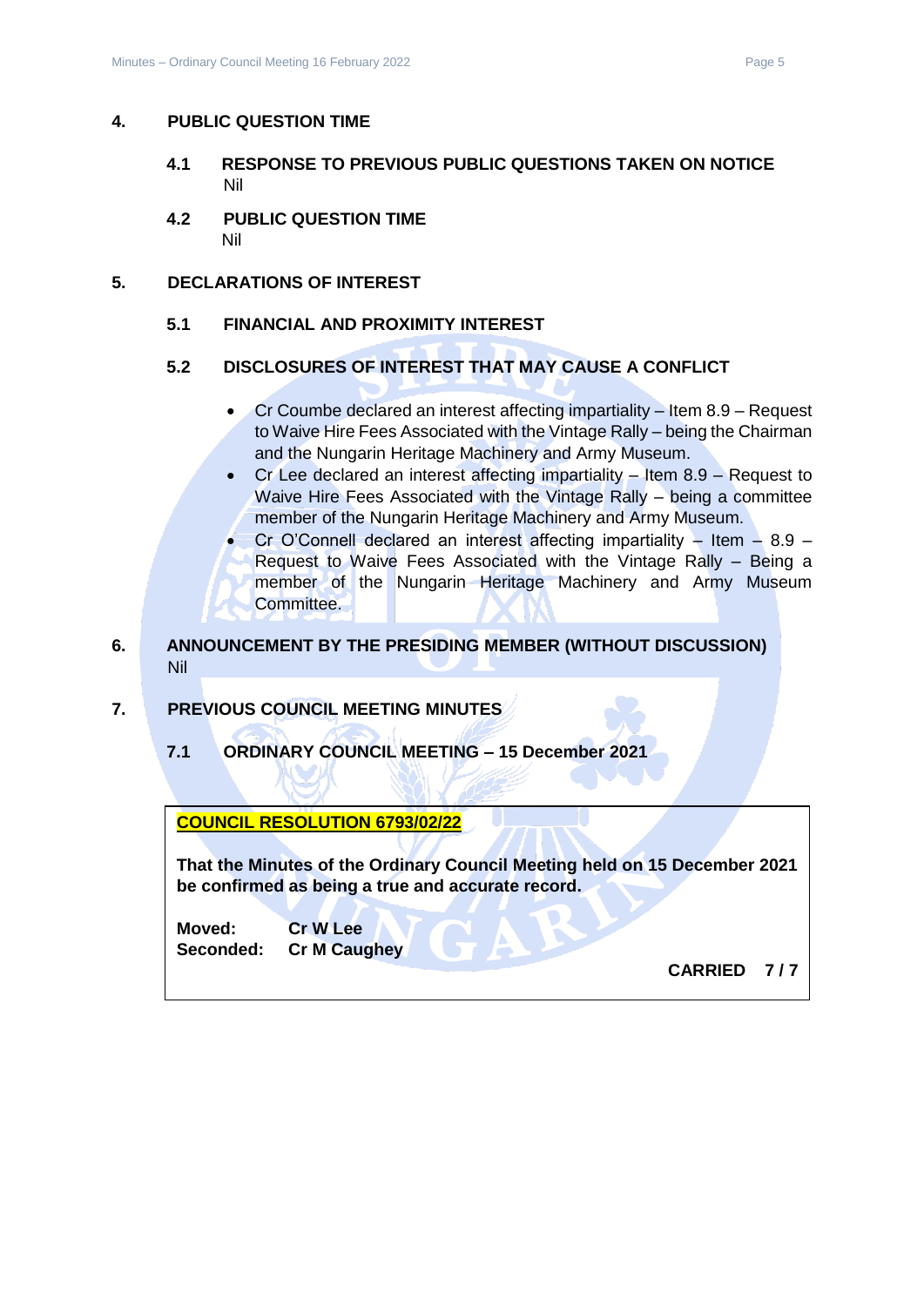## 4. PUBLIC QUESTION TIME

### 4.1 RESPONSE TO PREVIOUS PUBLIC QUESTIONS TAKEN ON NOTICE

Nil

### 4.2 PUBLIC QUESTION TIME

Nil

## 5. DECLARATIONS OF INTEREST

### 5.1 FINANCIAL AND PROXIMITY INTEREST

### 5.2 DISCLOSURES OF INTEREST THAT MAY CAUSE A CONFLICT

- Cr Coumbe declared an interest affecting impartiality – Item 8.9 – Request to Waive Hire Fees Associated with the Vintage Rally – being the Chairman and the Nungarin Heritage Machinery and Army Museum.
- Cr Lee declared an interest affecting impartiality – Item 8.9 – Request to Waive Hire Fees Associated with the Vintage Rally – being a committee member of the Nungarin Heritage Machinery and Army Museum.
- Cr O'Connell declared an interest affecting impartiality – Item – 8.9 – Request to Waive Fees Associated with the Vintage Rally – Being a member of the Nungarin Heritage Machinery and Army Museum Committee.

## 6. ANNOUNCEMENT BY THE PRESIDING MEMBER (WITHOUT DISCUSSION)

Nil

## 7. PREVIOUS COUNCIL MEETING MINUTES

### 7.1 ORDINARY COUNCIL MEETING – 15 December 2021

**COUNCIL RESOLUTION 6793/02/22**

**That the Minutes of the Ordinary Council Meeting held on 15 December 2021 be confirmed as being a true and accurate record.**

**Moved:** Cr W Lee
**Seconded:** Cr M Caughey

**CARRIED 7 / 7**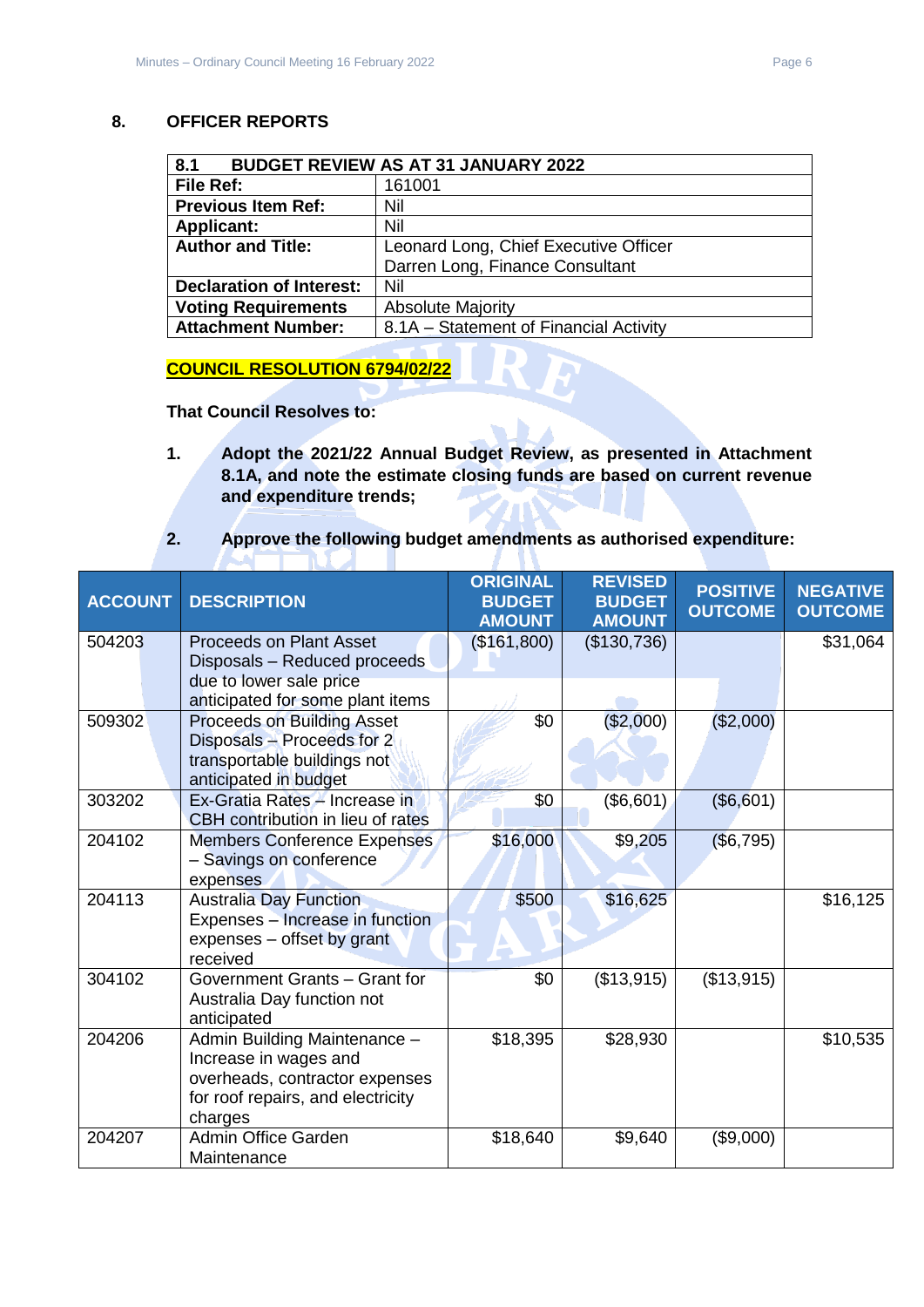## 8. OFFICER REPORTS

| 8.1 BUDGET REVIEW AS AT 31 JANUARY 2022 | |
|---|---|
| **File Ref:** | 161001 |
| **Previous Item Ref:** | Nil |
| **Applicant:** | Nil |
| **Author and Title:** | Leonard Long, Chief Executive Officer<br>Darren Long, Finance Consultant |
| **Declaration of Interest:** | Nil |
| **Voting Requirements** | Absolute Majority |
| **Attachment Number:** | 8.1A – Statement of Financial Activity |

**COUNCIL RESOLUTION 6794/02/22**

**That Council Resolves to:**

1. **Adopt the 2021/22 Annual Budget Review, as presented in Attachment 8.1A, and note the estimate closing funds are based on current revenue and expenditure trends;**

2. **Approve the following budget amendments as authorised expenditure:**

| ACCOUNT | DESCRIPTION | ORIGINAL BUDGET AMOUNT | REVISED BUDGET AMOUNT | POSITIVE OUTCOME | NEGATIVE OUTCOME |
|---|---|---|---|---|---|
| 504203 | Proceeds on Plant Asset Disposals – Reduced proceeds due to lower sale price anticipated for some plant items | ($161,800) | ($130,736) | | $31,064 |
| 509302 | Proceeds on Building Asset Disposals – Proceeds for 2 transportable buildings not anticipated in budget | $0 | ($2,000) | ($2,000) | |
| 303202 | Ex-Gratia Rates – Increase in CBH contribution in lieu of rates | $0 | ($6,601) | ($6,601) | |
| 204102 | Members Conference Expenses – Savings on conference expenses | $16,000 | $9,205 | ($6,795) | |
| 204113 | Australia Day Function Expenses – Increase in function expenses – offset by grant received | $500 | $16,625 | | $16,125 |
| 304102 | Government Grants – Grant for Australia Day function not anticipated | $0 | ($13,915) | ($13,915) | |
| 204206 | Admin Building Maintenance – Increase in wages and overheads, contractor expenses for roof repairs, and electricity charges | $18,395 | $28,930 | | $10,535 |
| 204207 | Admin Office Garden Maintenance | $18,640 | $9,640 | ($9,000) | |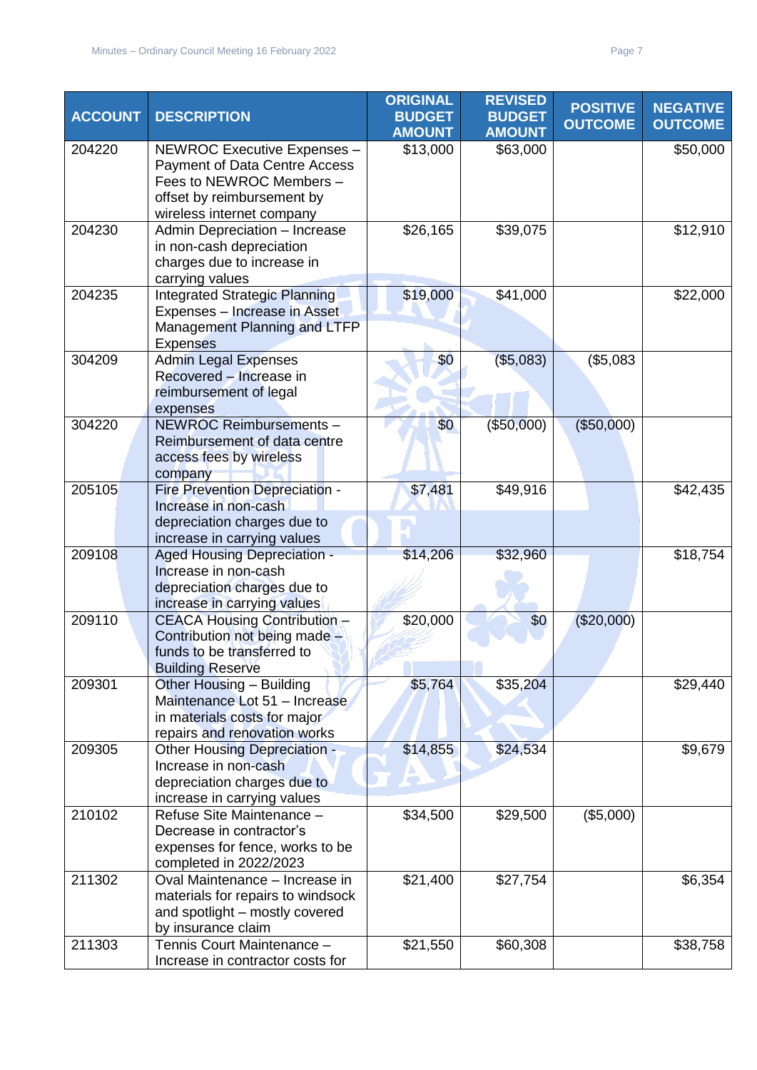| ACCOUNT | DESCRIPTION | ORIGINAL BUDGET AMOUNT | REVISED BUDGET AMOUNT | POSITIVE OUTCOME | NEGATIVE OUTCOME |
|---|---|---|---|---|---|
| 204220 | NEWROC Executive Expenses – Payment of Data Centre Access Fees to NEWROC Members – offset by reimbursement by wireless internet company | $13,000 | $63,000 | | $50,000 |
| 204230 | Admin Depreciation – Increase in non-cash depreciation charges due to increase in carrying values | $26,165 | $39,075 | | $12,910 |
| 204235 | Integrated Strategic Planning Expenses – Increase in Asset Management Planning and LTFP Expenses | $19,000 | $41,000 | | $22,000 |
| 304209 | Admin Legal Expenses Recovered – Increase in reimbursement of legal expenses | $0 | ($5,083) | ($5,083 | |
| 304220 | NEWROC Reimbursements – Reimbursement of data centre access fees by wireless company | $0 | ($50,000) | ($50,000) | |
| 205105 | Fire Prevention Depreciation - Increase in non-cash depreciation charges due to increase in carrying values | $7,481 | $49,916 | | $42,435 |
| 209108 | Aged Housing Depreciation - Increase in non-cash depreciation charges due to increase in carrying values | $14,206 | $32,960 | | $18,754 |
| 209110 | CEACA Housing Contribution – Contribution not being made – funds to be transferred to Building Reserve | $20,000 | $0 | ($20,000) | |
| 209301 | Other Housing – Building Maintenance Lot 51 – Increase in materials costs for major repairs and renovation works | $5,764 | $35,204 | | $29,440 |
| 209305 | Other Housing Depreciation - Increase in non-cash depreciation charges due to increase in carrying values | $14,855 | $24,534 | | $9,679 |
| 210102 | Refuse Site Maintenance – Decrease in contractor's expenses for fence, works to be completed in 2022/2023 | $34,500 | $29,500 | ($5,000) | |
| 211302 | Oval Maintenance – Increase in materials for repairs to windsock and spotlight – mostly covered by insurance claim | $21,400 | $27,754 | | $6,354 |
| 211303 | Tennis Court Maintenance – Increase in contractor costs for | $21,550 | $60,308 | | $38,758 |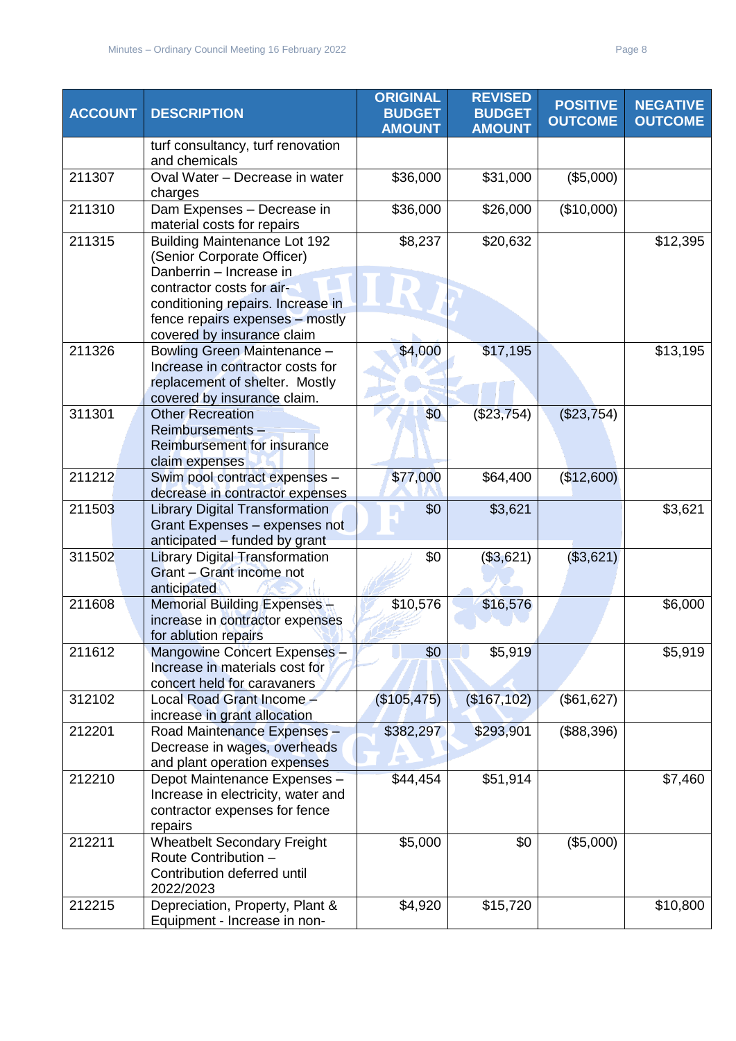| ACCOUNT | DESCRIPTION | ORIGINAL BUDGET AMOUNT | REVISED BUDGET AMOUNT | POSITIVE OUTCOME | NEGATIVE OUTCOME |
|---|---|---|---|---|---|
| | turf consultancy, turf renovation and chemicals | | | | |
| 211307 | Oval Water – Decrease in water charges | $36,000 | $31,000 | ($5,000) | |
| 211310 | Dam Expenses – Decrease in material costs for repairs | $36,000 | $26,000 | ($10,000) | |
| 211315 | Building Maintenance Lot 192 (Senior Corporate Officer) Danberrin – Increase in contractor costs for air-conditioning repairs. Increase in fence repairs expenses – mostly covered by insurance claim | $8,237 | $20,632 | | $12,395 |
| 211326 | Bowling Green Maintenance – Increase in contractor costs for replacement of shelter. Mostly covered by insurance claim. | $4,000 | $17,195 | | $13,195 |
| 311301 | Other Recreation Reimbursements – Reimbursement for insurance claim expenses | $0 | ($23,754) | ($23,754) | |
| 211212 | Swim pool contract expenses – decrease in contractor expenses | $77,000 | $64,400 | ($12,600) | |
| 211503 | Library Digital Transformation Grant Expenses – expenses not anticipated – funded by grant | $0 | $3,621 | | $3,621 |
| 311502 | Library Digital Transformation Grant – Grant income not anticipated | $0 | ($3,621) | ($3,621) | |
| 211608 | Memorial Building Expenses – increase in contractor expenses for ablution repairs | $10,576 | $16,576 | | $6,000 |
| 211612 | Mangowine Concert Expenses – Increase in materials cost for concert held for caravaners | $0 | $5,919 | | $5,919 |
| 312102 | Local Road Grant Income – increase in grant allocation | ($105,475) | ($167,102) | ($61,627) | |
| 212201 | Road Maintenance Expenses – Decrease in wages, overheads and plant operation expenses | $382,297 | $293,901 | ($88,396) | |
| 212210 | Depot Maintenance Expenses – Increase in electricity, water and contractor expenses for fence repairs | $44,454 | $51,914 | | $7,460 |
| 212211 | Wheatbelt Secondary Freight Route Contribution – Contribution deferred until 2022/2023 | $5,000 | $0 | ($5,000) | |
| 212215 | Depreciation, Property, Plant & Equipment - Increase in non- | $4,920 | $15,720 | | $10,800 |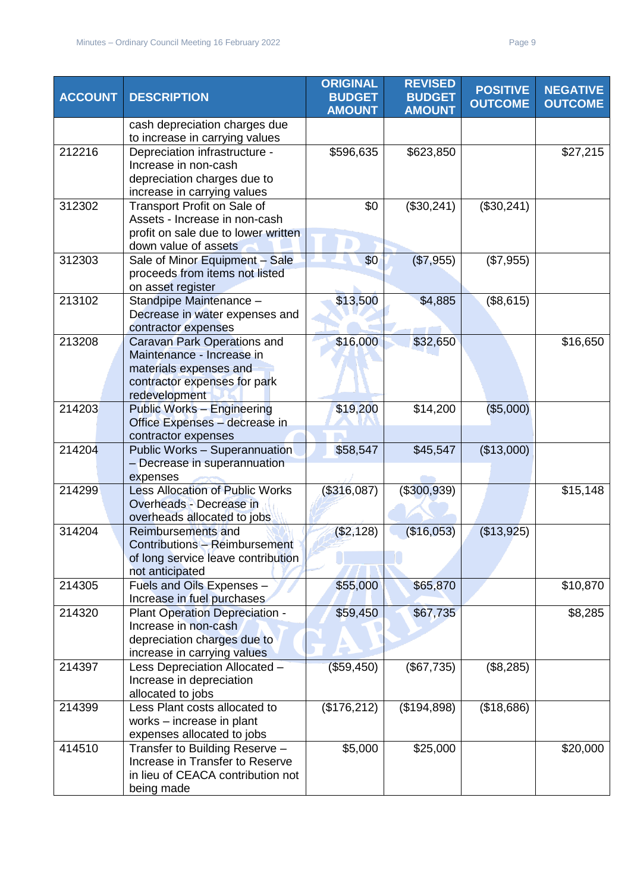| ACCOUNT | DESCRIPTION | ORIGINAL BUDGET AMOUNT | REVISED BUDGET AMOUNT | POSITIVE OUTCOME | NEGATIVE OUTCOME |
|---|---|---|---|---|---|
| | cash depreciation charges due to increase in carrying values | | | | |
| 212216 | Depreciation infrastructure - Increase in non-cash depreciation charges due to increase in carrying values | $596,635 | $623,850 | | $27,215 |
| 312302 | Transport Profit on Sale of Assets - Increase in non-cash profit on sale due to lower written down value of assets | $0 | ($30,241) | ($30,241) | |
| 312303 | Sale of Minor Equipment – Sale proceeds from items not listed on asset register | $0 | ($7,955) | ($7,955) | |
| 213102 | Standpipe Maintenance – Decrease in water expenses and contractor expenses | $13,500 | $4,885 | ($8,615) | |
| 213208 | Caravan Park Operations and Maintenance - Increase in materials expenses and contractor expenses for park redevelopment | $16,000 | $32,650 | | $16,650 |
| 214203 | Public Works – Engineering Office Expenses – decrease in contractor expenses | $19,200 | $14,200 | ($5,000) | |
| 214204 | Public Works – Superannuation – Decrease in superannuation expenses | $58,547 | $45,547 | ($13,000) | |
| 214299 | Less Allocation of Public Works Overheads - Decrease in overheads allocated to jobs | ($316,087) | ($300,939) | | $15,148 |
| 314204 | Reimbursements and Contributions – Reimbursement of long service leave contribution not anticipated | ($2,128) | ($16,053) | ($13,925) | |
| 214305 | Fuels and Oils Expenses – Increase in fuel purchases | $55,000 | $65,870 | | $10,870 |
| 214320 | Plant Operation Depreciation - Increase in non-cash depreciation charges due to increase in carrying values | $59,450 | $67,735 | | $8,285 |
| 214397 | Less Depreciation Allocated – Increase in depreciation allocated to jobs | ($59,450) | ($67,735) | ($8,285) | |
| 214399 | Less Plant costs allocated to works – increase in plant expenses allocated to jobs | ($176,212) | ($194,898) | ($18,686) | |
| 414510 | Transfer to Building Reserve – Increase in Transfer to Reserve in lieu of CEACA contribution not being made | $5,000 | $25,000 | | $20,000 |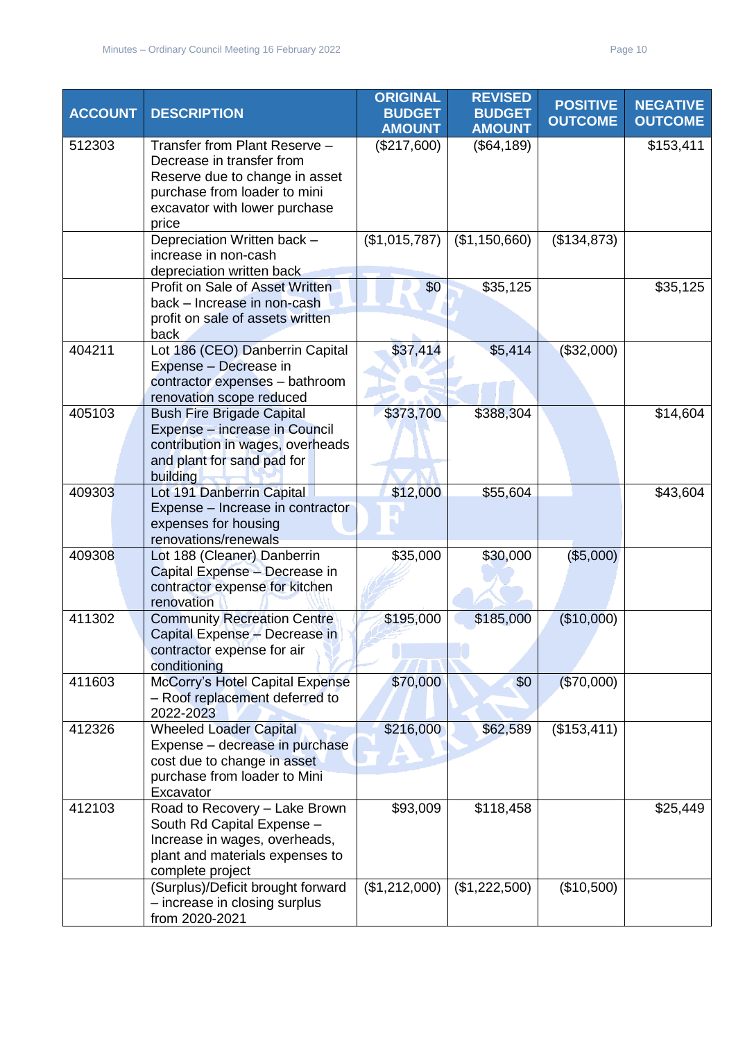| ACCOUNT | DESCRIPTION | ORIGINAL BUDGET AMOUNT | REVISED BUDGET AMOUNT | POSITIVE OUTCOME | NEGATIVE OUTCOME |
|---|---|---|---|---|---|
| 512303 | Transfer from Plant Reserve – Decrease in transfer from Reserve due to change in asset purchase from loader to mini excavator with lower purchase price | ($217,600) | ($64,189) | | $153,411 |
| | Depreciation Written back – increase in non-cash depreciation written back | ($1,015,787) | ($1,150,660) | ($134,873) | |
| | Profit on Sale of Asset Written back – Increase in non-cash profit on sale of assets written back | $0 | $35,125 | | $35,125 |
| 404211 | Lot 186 (CEO) Danberrin Capital Expense – Decrease in contractor expenses – bathroom renovation scope reduced | $37,414 | $5,414 | ($32,000) | |
| 405103 | Bush Fire Brigade Capital Expense – increase in Council contribution in wages, overheads and plant for sand pad for building | $373,700 | $388,304 | | $14,604 |
| 409303 | Lot 191 Danberrin Capital Expense – Increase in contractor expenses for housing renovations/renewals | $12,000 | $55,604 | | $43,604 |
| 409308 | Lot 188 (Cleaner) Danberrin Capital Expense – Decrease in contractor expense for kitchen renovation | $35,000 | $30,000 | ($5,000) | |
| 411302 | Community Recreation Centre Capital Expense – Decrease in contractor expense for air conditioning | $195,000 | $185,000 | ($10,000) | |
| 411603 | McCorry's Hotel Capital Expense – Roof replacement deferred to 2022-2023 | $70,000 | $0 | ($70,000) | |
| 412326 | Wheeled Loader Capital Expense – decrease in purchase cost due to change in asset purchase from loader to Mini Excavator | $216,000 | $62,589 | ($153,411) | |
| 412103 | Road to Recovery – Lake Brown South Rd Capital Expense – Increase in wages, overheads, plant and materials expenses to complete project | $93,009 | $118,458 | | $25,449 |
| | (Surplus)/Deficit brought forward – increase in closing surplus from 2020-2021 | ($1,212,000) | ($1,222,500) | ($10,500) | |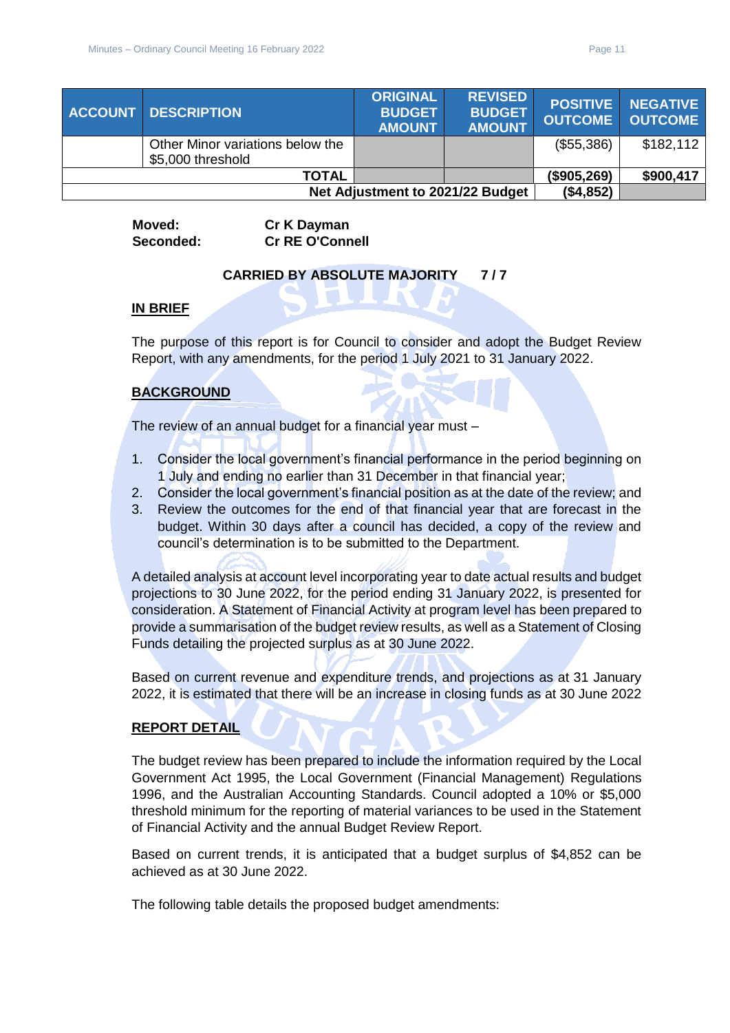| ACCOUNT | DESCRIPTION | ORIGINAL BUDGET AMOUNT | REVISED BUDGET AMOUNT | POSITIVE OUTCOME | NEGATIVE OUTCOME |
|---|---|---|---|---|---|
| | Other Minor variations below the $5,000 threshold | | | ($55,386) | $182,112 |
| | **TOTAL** | | | **($905,269)** | **$900,417** |
| | **Net Adjustment to 2021/22 Budget** | | | **($4,852)** | |

**Moved:** **Cr K Dayman**
**Seconded:** **Cr RE O'Connell**

**CARRIED BY ABSOLUTE MAJORITY 7 / 7**

**IN BRIEF**

The purpose of this report is for Council to consider and adopt the Budget Review Report, with any amendments, for the period 1 July 2021 to 31 January 2022.

**BACKGROUND**

The review of an annual budget for a financial year must –

1. Consider the local government's financial performance in the period beginning on 1 July and ending no earlier than 31 December in that financial year;
2. Consider the local government's financial position as at the date of the review; and
3. Review the outcomes for the end of that financial year that are forecast in the budget. Within 30 days after a council has decided, a copy of the review and council's determination is to be submitted to the Department.

A detailed analysis at account level incorporating year to date actual results and budget projections to 30 June 2022, for the period ending 31 January 2022, is presented for consideration. A Statement of Financial Activity at program level has been prepared to provide a summarisation of the budget review results, as well as a Statement of Closing Funds detailing the projected surplus as at 30 June 2022.

Based on current revenue and expenditure trends, and projections as at 31 January 2022, it is estimated that there will be an increase in closing funds as at 30 June 2022

**REPORT DETAIL**

The budget review has been prepared to include the information required by the Local Government Act 1995, the Local Government (Financial Management) Regulations 1996, and the Australian Accounting Standards. Council adopted a 10% or $5,000 threshold minimum for the reporting of material variances to be used in the Statement of Financial Activity and the annual Budget Review Report.

Based on current trends, it is anticipated that a budget surplus of $4,852 can be achieved as at 30 June 2022.

The following table details the proposed budget amendments: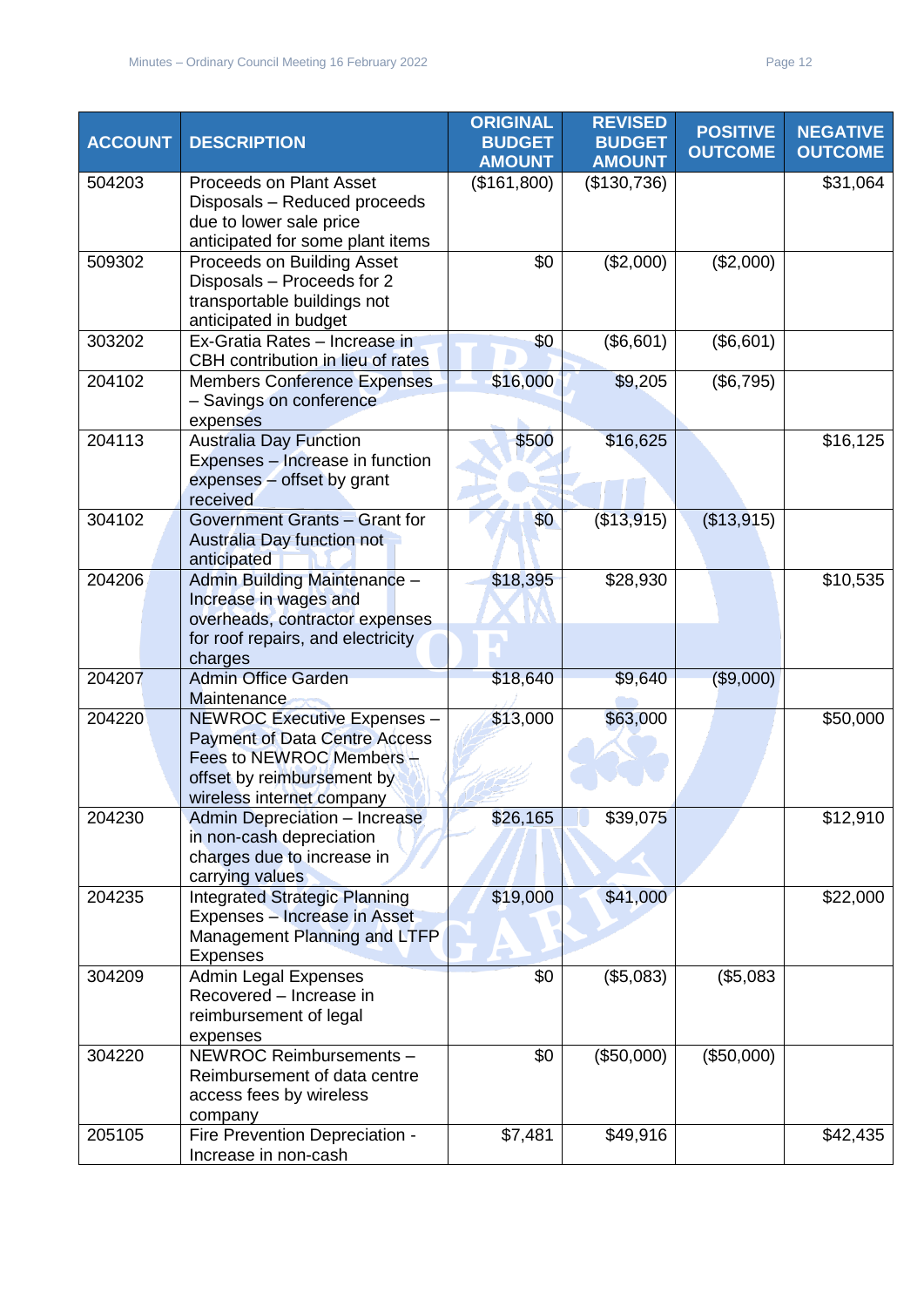| ACCOUNT | DESCRIPTION | ORIGINAL BUDGET AMOUNT | REVISED BUDGET AMOUNT | POSITIVE OUTCOME | NEGATIVE OUTCOME |
|---|---|---|---|---|---|
| 504203 | Proceeds on Plant Asset Disposals – Reduced proceeds due to lower sale price anticipated for some plant items | ($161,800) | ($130,736) | | $31,064 |
| 509302 | Proceeds on Building Asset Disposals – Proceeds for 2 transportable buildings not anticipated in budget | $0 | ($2,000) | ($2,000) | |
| 303202 | Ex-Gratia Rates – Increase in CBH contribution in lieu of rates | $0 | ($6,601) | ($6,601) | |
| 204102 | Members Conference Expenses – Savings on conference expenses | $16,000 | $9,205 | ($6,795) | |
| 204113 | Australia Day Function Expenses – Increase in function expenses – offset by grant received | $500 | $16,625 | | $16,125 |
| 304102 | Government Grants – Grant for Australia Day function not anticipated | $0 | ($13,915) | ($13,915) | |
| 204206 | Admin Building Maintenance – Increase in wages and overheads, contractor expenses for roof repairs, and electricity charges | $18,395 | $28,930 | | $10,535 |
| 204207 | Admin Office Garden Maintenance | $18,640 | $9,640 | ($9,000) | |
| 204220 | NEWROC Executive Expenses – Payment of Data Centre Access Fees to NEWROC Members – offset by reimbursement by wireless internet company | $13,000 | $63,000 | | $50,000 |
| 204230 | Admin Depreciation – Increase in non-cash depreciation charges due to increase in carrying values | $26,165 | $39,075 | | $12,910 |
| 204235 | Integrated Strategic Planning Expenses – Increase in Asset Management Planning and LTFP Expenses | $19,000 | $41,000 | | $22,000 |
| 304209 | Admin Legal Expenses Recovered – Increase in reimbursement of legal expenses | $0 | ($5,083) | ($5,083 | |
| 304220 | NEWROC Reimbursements – Reimbursement of data centre access fees by wireless company | $0 | ($50,000) | ($50,000) | |
| 205105 | Fire Prevention Depreciation - Increase in non-cash | $7,481 | $49,916 | | $42,435 |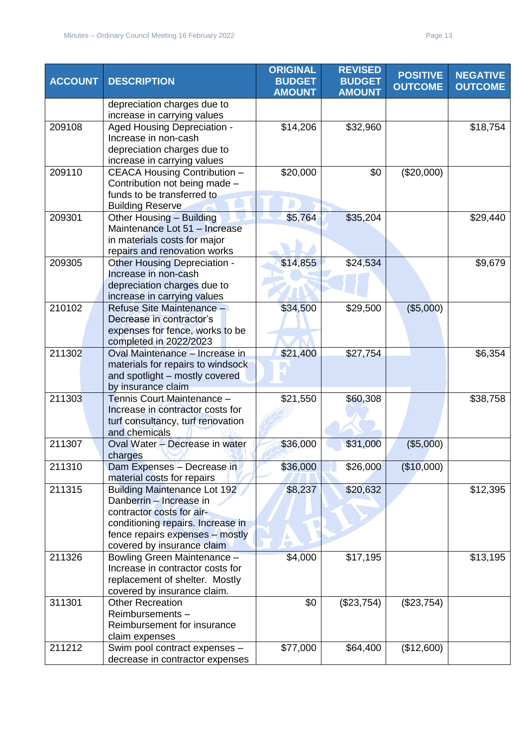| ACCOUNT | DESCRIPTION | ORIGINAL BUDGET AMOUNT | REVISED BUDGET AMOUNT | POSITIVE OUTCOME | NEGATIVE OUTCOME |
|---|---|---|---|---|---|
| | depreciation charges due to increase in carrying values | | | | |
| 209108 | Aged Housing Depreciation - Increase in non-cash depreciation charges due to increase in carrying values | $14,206 | $32,960 | | $18,754 |
| 209110 | CEACA Housing Contribution – Contribution not being made – funds to be transferred to Building Reserve | $20,000 | $0 | ($20,000) | |
| 209301 | Other Housing – Building Maintenance Lot 51 – Increase in materials costs for major repairs and renovation works | $5,764 | $35,204 | | $29,440 |
| 209305 | Other Housing Depreciation - Increase in non-cash depreciation charges due to increase in carrying values | $14,855 | $24,534 | | $9,679 |
| 210102 | Refuse Site Maintenance – Decrease in contractor's expenses for fence, works to be completed in 2022/2023 | $34,500 | $29,500 | ($5,000) | |
| 211302 | Oval Maintenance – Increase in materials for repairs to windsock and spotlight – mostly covered by insurance claim | $21,400 | $27,754 | | $6,354 |
| 211303 | Tennis Court Maintenance – Increase in contractor costs for turf consultancy, turf renovation and chemicals | $21,550 | $60,308 | | $38,758 |
| 211307 | Oval Water – Decrease in water charges | $36,000 | $31,000 | ($5,000) | |
| 211310 | Dam Expenses – Decrease in material costs for repairs | $36,000 | $26,000 | ($10,000) | |
| 211315 | Building Maintenance Lot 192 Danberrin – Increase in contractor costs for air-conditioning repairs. Increase in fence repairs expenses – mostly covered by insurance claim | $8,237 | $20,632 | | $12,395 |
| 211326 | Bowling Green Maintenance – Increase in contractor costs for replacement of shelter. Mostly covered by insurance claim. | $4,000 | $17,195 | | $13,195 |
| 311301 | Other Recreation Reimbursements – Reimbursement for insurance claim expenses | $0 | ($23,754) | ($23,754) | |
| 211212 | Swim pool contract expenses – decrease in contractor expenses | $77,000 | $64,400 | ($12,600) | |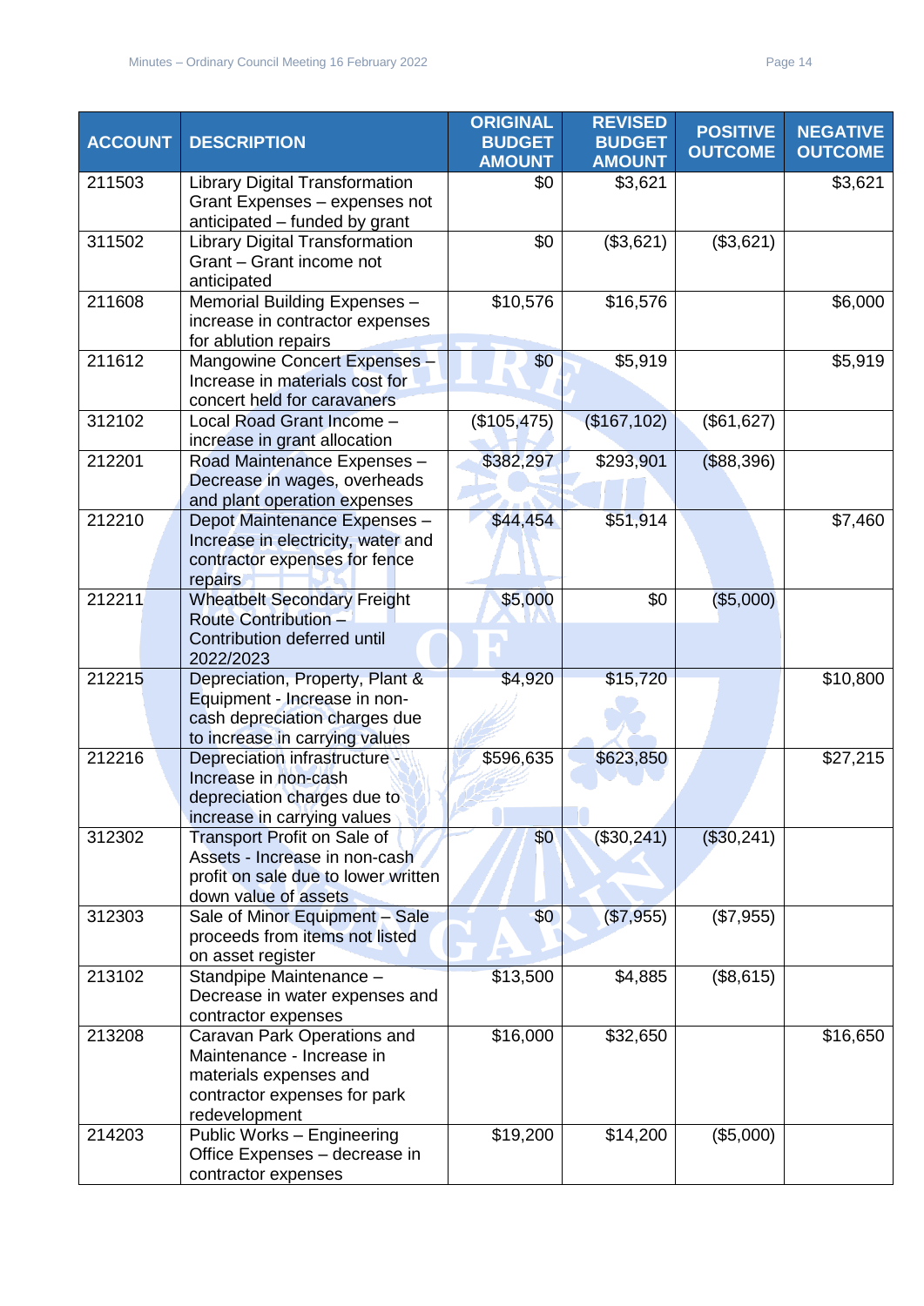| ACCOUNT | DESCRIPTION | ORIGINAL BUDGET AMOUNT | REVISED BUDGET AMOUNT | POSITIVE OUTCOME | NEGATIVE OUTCOME |
|---|---|---|---|---|---|
| 211503 | Library Digital Transformation Grant Expenses – expenses not anticipated – funded by grant | $0 | $3,621 | | $3,621 |
| 311502 | Library Digital Transformation Grant – Grant income not anticipated | $0 | ($3,621) | ($3,621) | |
| 211608 | Memorial Building Expenses – increase in contractor expenses for ablution repairs | $10,576 | $16,576 | | $6,000 |
| 211612 | Mangowine Concert Expenses – Increase in materials cost for concert held for caravaners | $0 | $5,919 | | $5,919 |
| 312102 | Local Road Grant Income – increase in grant allocation | ($105,475) | ($167,102) | ($61,627) | |
| 212201 | Road Maintenance Expenses – Decrease in wages, overheads and plant operation expenses | $382,297 | $293,901 | ($88,396) | |
| 212210 | Depot Maintenance Expenses – Increase in electricity, water and contractor expenses for fence repairs | $44,454 | $51,914 | | $7,460 |
| 212211 | Wheatbelt Secondary Freight Route Contribution – Contribution deferred until 2022/2023 | $5,000 | $0 | ($5,000) | |
| 212215 | Depreciation, Property, Plant & Equipment - Increase in non-cash depreciation charges due to increase in carrying values | $4,920 | $15,720 | | $10,800 |
| 212216 | Depreciation infrastructure - Increase in non-cash depreciation charges due to increase in carrying values | $596,635 | $623,850 | | $27,215 |
| 312302 | Transport Profit on Sale of Assets - Increase in non-cash profit on sale due to lower written down value of assets | $0 | ($30,241) | ($30,241) | |
| 312303 | Sale of Minor Equipment – Sale proceeds from items not listed on asset register | $0 | ($7,955) | ($7,955) | |
| 213102 | Standpipe Maintenance – Decrease in water expenses and contractor expenses | $13,500 | $4,885 | ($8,615) | |
| 213208 | Caravan Park Operations and Maintenance - Increase in materials expenses and contractor expenses for park redevelopment | $16,000 | $32,650 | | $16,650 |
| 214203 | Public Works – Engineering Office Expenses – decrease in contractor expenses | $19,200 | $14,200 | ($5,000) | |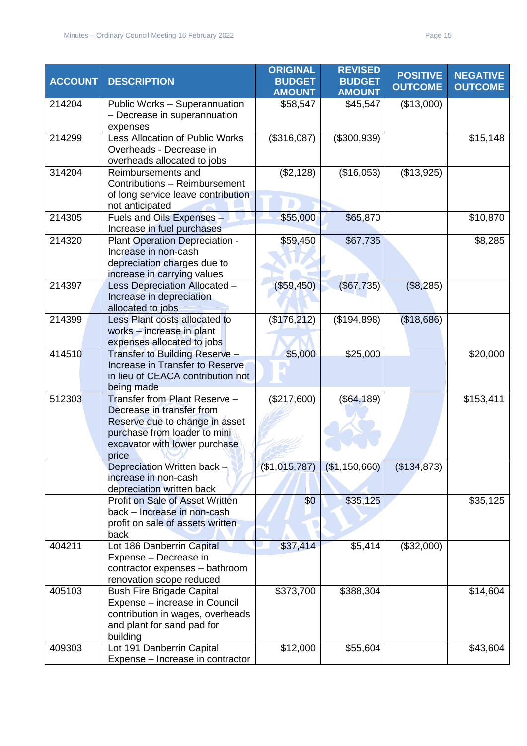| ACCOUNT | DESCRIPTION | ORIGINAL BUDGET AMOUNT | REVISED BUDGET AMOUNT | POSITIVE OUTCOME | NEGATIVE OUTCOME |
|---|---|---|---|---|---|
| 214204 | Public Works – Superannuation – Decrease in superannuation expenses | $58,547 | $45,547 | ($13,000) | |
| 214299 | Less Allocation of Public Works Overheads - Decrease in overheads allocated to jobs | ($316,087) | ($300,939) | | $15,148 |
| 314204 | Reimbursements and Contributions – Reimbursement of long service leave contribution not anticipated | ($2,128) | ($16,053) | ($13,925) | |
| 214305 | Fuels and Oils Expenses – Increase in fuel purchases | $55,000 | $65,870 | | $10,870 |
| 214320 | Plant Operation Depreciation - Increase in non-cash depreciation charges due to increase in carrying values | $59,450 | $67,735 | | $8,285 |
| 214397 | Less Depreciation Allocated – Increase in depreciation allocated to jobs | ($59,450) | ($67,735) | ($8,285) | |
| 214399 | Less Plant costs allocated to works – increase in plant expenses allocated to jobs | ($176,212) | ($194,898) | ($18,686) | |
| 414510 | Transfer to Building Reserve – Increase in Transfer to Reserve in lieu of CEACA contribution not being made | $5,000 | $25,000 | | $20,000 |
| 512303 | Transfer from Plant Reserve – Decrease in transfer from Reserve due to change in asset purchase from loader to mini excavator with lower purchase price | ($217,600) | ($64,189) | | $153,411 |
| | Depreciation Written back – increase in non-cash depreciation written back | ($1,015,787) | ($1,150,660) | ($134,873) | |
| | Profit on Sale of Asset Written back – Increase in non-cash profit on sale of assets written back | $0 | $35,125 | | $35,125 |
| 404211 | Lot 186 Danberrin Capital Expense – Decrease in contractor expenses – bathroom renovation scope reduced | $37,414 | $5,414 | ($32,000) | |
| 405103 | Bush Fire Brigade Capital Expense – increase in Council contribution in wages, overheads and plant for sand pad for building | $373,700 | $388,304 | | $14,604 |
| 409303 | Lot 191 Danberrin Capital Expense – Increase in contractor | $12,000 | $55,604 | | $43,604 |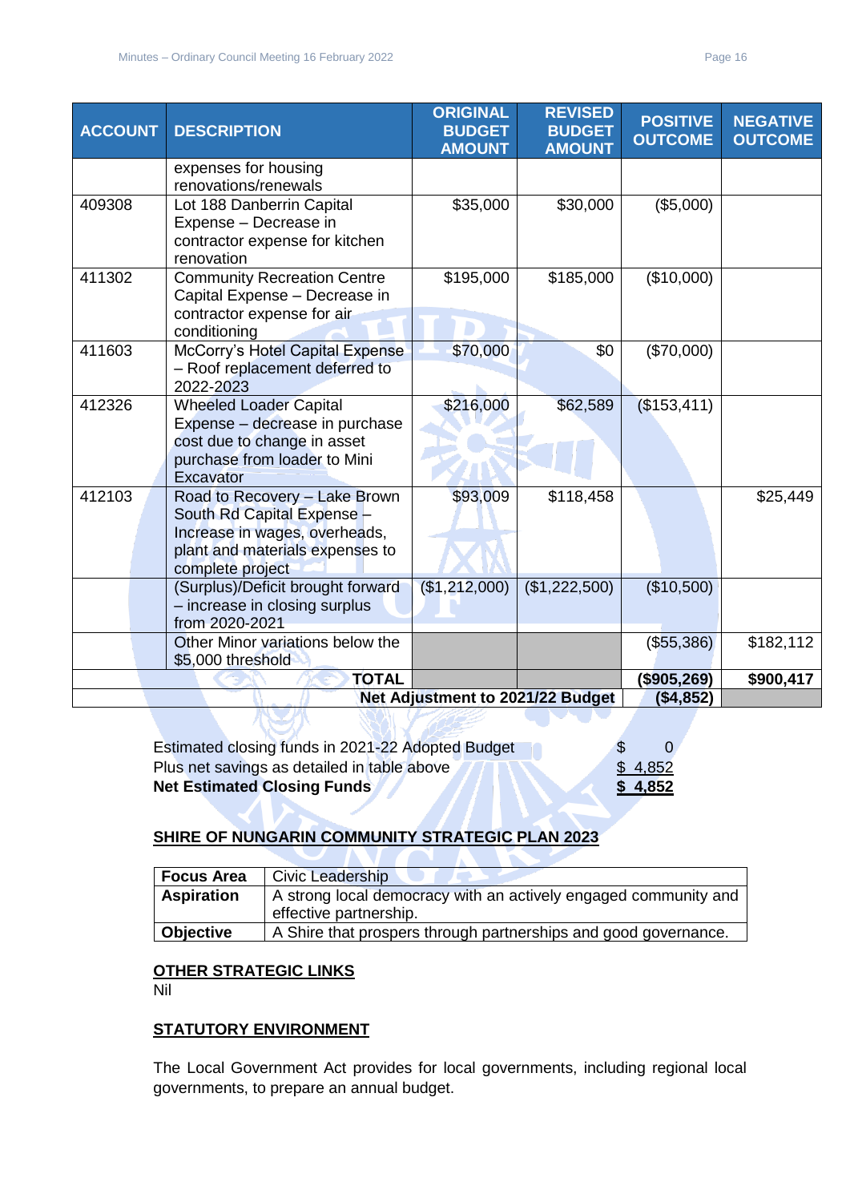| ACCOUNT | DESCRIPTION | ORIGINAL BUDGET AMOUNT | REVISED BUDGET AMOUNT | POSITIVE OUTCOME | NEGATIVE OUTCOME |
|---|---|---|---|---|---|
| | expenses for housing renovations/renewals | | | | |
| 409308 | Lot 188 Danberrin Capital Expense – Decrease in contractor expense for kitchen renovation | $35,000 | $30,000 | ($5,000) | |
| 411302 | Community Recreation Centre Capital Expense – Decrease in contractor expense for air conditioning | $195,000 | $185,000 | ($10,000) | |
| 411603 | McCorry's Hotel Capital Expense – Roof replacement deferred to 2022-2023 | $70,000 | $0 | ($70,000) | |
| 412326 | Wheeled Loader Capital Expense – decrease in purchase cost due to change in asset purchase from loader to Mini Excavator | $216,000 | $62,589 | ($153,411) | |
| 412103 | Road to Recovery – Lake Brown South Rd Capital Expense – Increase in wages, overheads, plant and materials expenses to complete project | $93,009 | $118,458 | | $25,449 |
| | (Surplus)/Deficit brought forward – increase in closing surplus from 2020-2021 | ($1,212,000) | ($1,222,500) | ($10,500) | |
| | Other Minor variations below the $5,000 threshold | | | ($55,386) | $182,112 |
| | **TOTAL** | | | **($905,269)** | **$900,417** |
| | | | **Net Adjustment to 2021/22 Budget** | **($4,852)** | |

| | |
|---|---|
| Estimated closing funds in 2021-22 Adopted Budget | $ 0 |
| Plus net savings as detailed in table above | $ 4,852 |
| **Net Estimated Closing Funds** | **$ 4,852** |

## SHIRE OF NUNGARIN COMMUNITY STRATEGIC PLAN 2023

| | |
|---|---|
| **Focus Area** | Civic Leadership |
| **Aspiration** | A strong local democracy with an actively engaged community and effective partnership. |
| **Objective** | A Shire that prospers through partnerships and good governance. |

## OTHER STRATEGIC LINKS

Nil

## STATUTORY ENVIRONMENT

The Local Government Act provides for local governments, including regional local governments, to prepare an annual budget.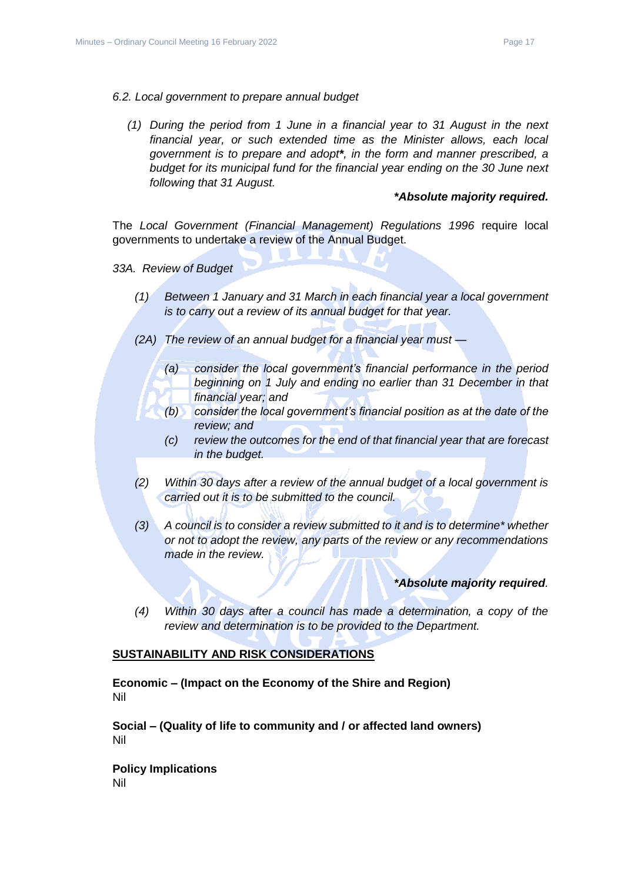*6.2. Local government to prepare annual budget*

*(1) During the period from 1 June in a financial year to 31 August in the next financial year, or such extended time as the Minister allows, each local government is to prepare and adopt**\***, in the form and manner prescribed, a budget for its municipal fund for the financial year ending on the 30 June next following that 31 August.*

***\*Absolute majority required.***

The *Local Government (Financial Management) Regulations 1996* require local governments to undertake a review of the Annual Budget.

*33A. Review of Budget*

*(1) Between 1 January and 31 March in each financial year a local government is to carry out a review of its annual budget for that year.*

*(2A) The review of an annual budget for a financial year must —*

*(a) consider the local government's financial performance in the period beginning on 1 July and ending no earlier than 31 December in that financial year; and*

*(b) consider the local government's financial position as at the date of the review; and*

*(c) review the outcomes for the end of that financial year that are forecast in the budget.*

*(2) Within 30 days after a review of the annual budget of a local government is carried out it is to be submitted to the council.*

*(3) A council is to consider a review submitted to it and is to determine\* whether or not to adopt the review, any parts of the review or any recommendations made in the review.*

***\*Absolute majority required**.*

*(4) Within 30 days after a council has made a determination, a copy of the review and determination is to be provided to the Department.*

**<u>SUSTAINABILITY AND RISK CONSIDERATIONS</u>**

**Economic – (Impact on the Economy of the Shire and Region)**
Nil

**Social – (Quality of life to community and / or affected land owners)**
Nil

**Policy Implications**
Nil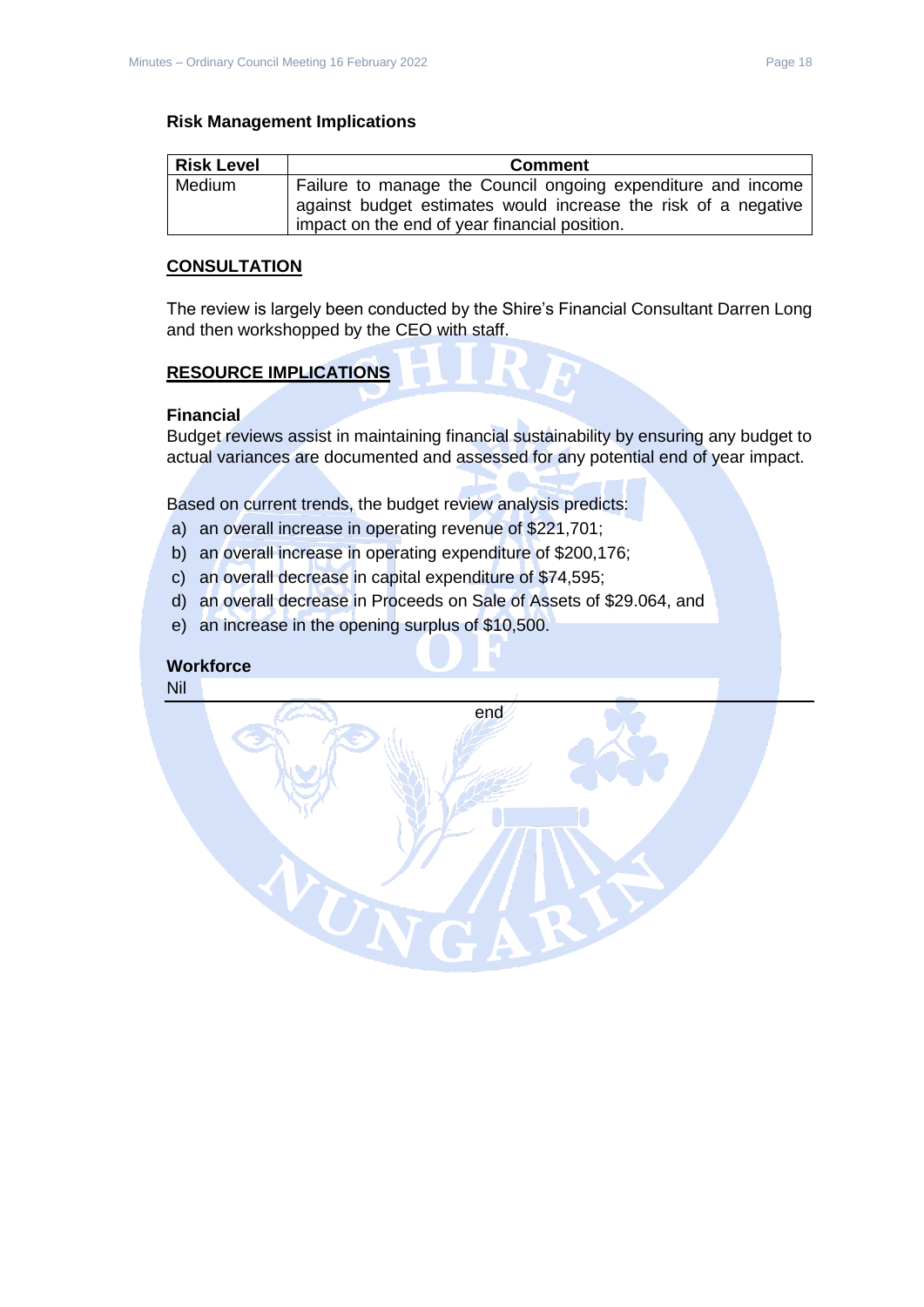**Risk Management Implications**

| Risk Level | Comment |
|---|---|
| Medium | Failure to manage the Council ongoing expenditure and income against budget estimates would increase the risk of a negative impact on the end of year financial position. |

## CONSULTATION

The review is largely been conducted by the Shire's Financial Consultant Darren Long and then workshopped by the CEO with staff.

## RESOURCE IMPLICATIONS

**Financial**

Budget reviews assist in maintaining financial sustainability by ensuring any budget to actual variances are documented and assessed for any potential end of year impact.

Based on current trends, the budget review analysis predicts:

a) an overall increase in operating revenue of $221,701;
b) an overall increase in operating expenditure of $200,176;
c) an overall decrease in capital expenditure of $74,595;
d) an overall decrease in Proceeds on Sale of Assets of $29.064, and
e) an increase in the opening surplus of $10,500.

**Workforce**

Nil

---

end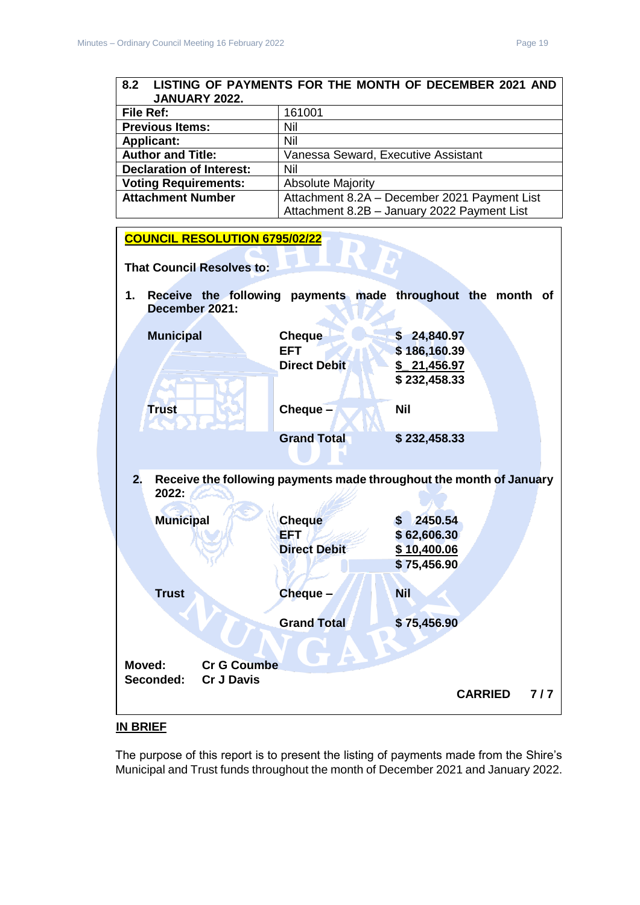| **8.2 LISTING OF PAYMENTS FOR THE MONTH OF DECEMBER 2021 AND JANUARY 2022.** | |
|---|---|
| **File Ref:** | 161001 |
| **Previous Items:** | Nil |
| **Applicant:** | Nil |
| **Author and Title:** | Vanessa Seward, Executive Assistant |
| **Declaration of Interest:** | Nil |
| **Voting Requirements:** | Absolute Majority |
| **Attachment Number** | Attachment 8.2A – December 2021 Payment List<br>Attachment 8.2B – January 2022 Payment List |

**COUNCIL RESOLUTION 6795/02/22**

**That Council Resolves to:**

1. **Receive the following payments made throughout the month of December 2021:**

| | | |
|---|---|---|
| **Municipal** | **Cheque** | **$ 24,840.97** |
| | **EFT** | **$ 186,160.39** |
| | **Direct Debit** | **$ 21,456.97** |
| | | **$ 232,458.33** |
| **Trust** | **Cheque –** | **Nil** |
| | **Grand Total** | **$ 232,458.33** |

2. **Receive the following payments made throughout the month of January 2022:**

| | | |
|---|---|---|
| **Municipal** | **Cheque** | **$ 2450.54** |
| | **EFT** | **$ 62,606.30** |
| | **Direct Debit** | **$ 10,400.06** |
| | | **$ 75,456.90** |
| **Trust** | **Cheque –** | **Nil** |
| | **Grand Total** | **$ 75,456.90** |

**Moved:** **Cr G Coumbe**
**Seconded:** **Cr J Davis**

**CARRIED 7 / 7**

**IN BRIEF**

The purpose of this report is to present the listing of payments made from the Shire's Municipal and Trust funds throughout the month of December 2021 and January 2022.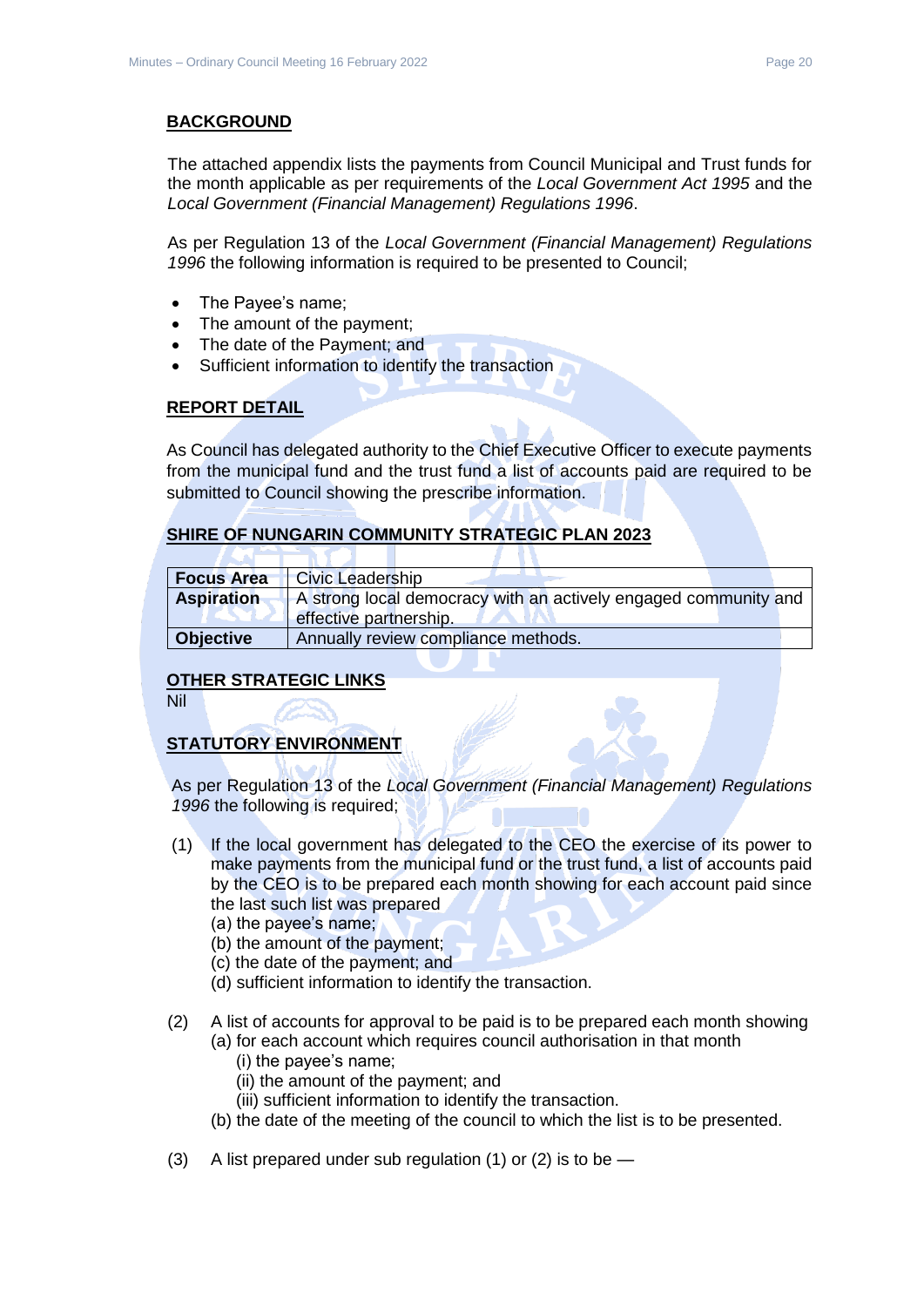## BACKGROUND

The attached appendix lists the payments from Council Municipal and Trust funds for the month applicable as per requirements of the *Local Government Act 1995* and the *Local Government (Financial Management) Regulations 1996*.

As per Regulation 13 of the *Local Government (Financial Management) Regulations 1996* the following information is required to be presented to Council;

- The Payee's name;
- The amount of the payment;
- The date of the Payment; and
- Sufficient information to identify the transaction

## REPORT DETAIL

As Council has delegated authority to the Chief Executive Officer to execute payments from the municipal fund and the trust fund a list of accounts paid are required to be submitted to Council showing the prescribe information.

## SHIRE OF NUNGARIN COMMUNITY STRATEGIC PLAN 2023

| | |
|---|---|
| **Focus Area** | Civic Leadership |
| **Aspiration** | A strong local democracy with an actively engaged community and effective partnership. |
| **Objective** | Annually review compliance methods. |

## OTHER STRATEGIC LINKS

Nil

## STATUTORY ENVIRONMENT

As per Regulation 13 of the *Local Government (Financial Management) Regulations 1996* the following is required;

(1) If the local government has delegated to the CEO the exercise of its power to make payments from the municipal fund or the trust fund, a list of accounts paid by the CEO is to be prepared each month showing for each account paid since the last such list was prepared
  (a) the payee's name;
  (b) the amount of the payment;
  (c) the date of the payment; and
  (d) sufficient information to identify the transaction.

(2) A list of accounts for approval to be paid is to be prepared each month showing
  (a) for each account which requires council authorisation in that month
    (i) the payee's name;
    (ii) the amount of the payment; and
    (iii) sufficient information to identify the transaction.
  (b) the date of the meeting of the council to which the list is to be presented.

(3) A list prepared under sub regulation (1) or (2) is to be —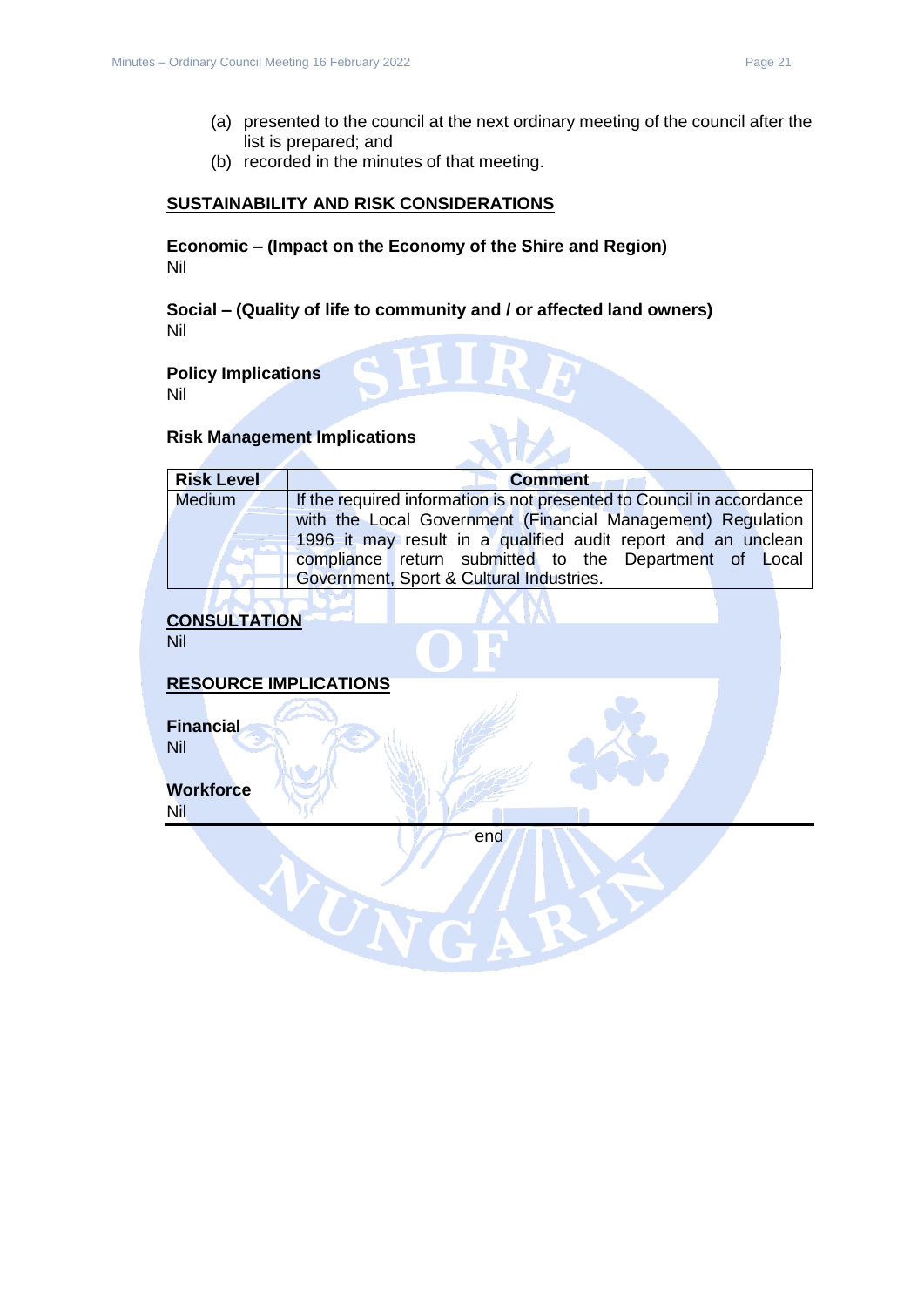(a) presented to the council at the next ordinary meeting of the council after the list is prepared; and
(b) recorded in the minutes of that meeting.

## SUSTAINABILITY AND RISK CONSIDERATIONS

**Economic – (Impact on the Economy of the Shire and Region)**
Nil

**Social – (Quality of life to community and / or affected land owners)**
Nil

**Policy Implications**
Nil

**Risk Management Implications**

| Risk Level | Comment |
|---|---|
| Medium | If the required information is not presented to Council in accordance with the Local Government (Financial Management) Regulation 1996 it may result in a qualified audit report and an unclean compliance return submitted to the Department of Local Government, Sport & Cultural Industries. |

## CONSULTATION

Nil

## RESOURCE IMPLICATIONS

**Financial**
Nil

**Workforce**
Nil

end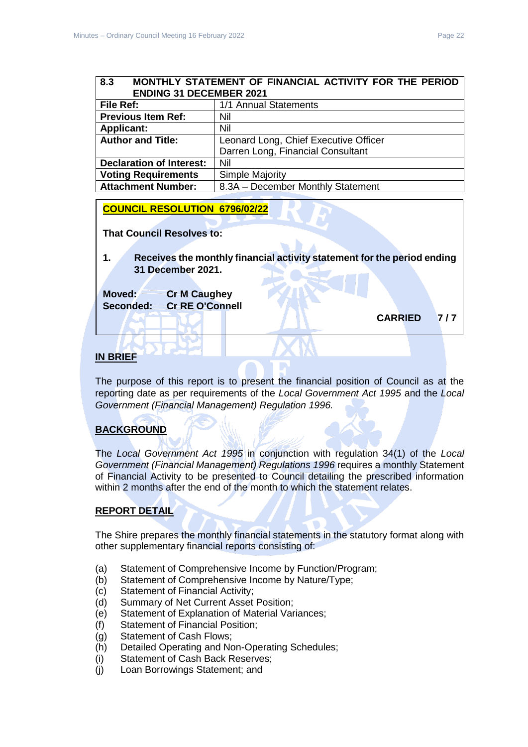| 8.3 MONTHLY STATEMENT OF FINANCIAL ACTIVITY FOR THE PERIOD ENDING 31 DECEMBER 2021 | |
|---|---|
| **File Ref:** | 1/1 Annual Statements |
| **Previous Item Ref:** | Nil |
| **Applicant:** | Nil |
| **Author and Title:** | Leonard Long, Chief Executive Officer<br>Darren Long, Financial Consultant |
| **Declaration of Interest:** | Nil |
| **Voting Requirements** | Simple Majority |
| **Attachment Number:** | 8.3A – December Monthly Statement |

**COUNCIL RESOLUTION 6796/02/22**

**That Council Resolves to:**

**1. Receives the monthly financial activity statement for the period ending 31 December 2021.**

**Moved: Cr M Caughey**
**Seconded: Cr RE O'Connell**

**CARRIED 7 / 7**

## IN BRIEF

The purpose of this report is to present the financial position of Council as at the reporting date as per requirements of the *Local Government Act 1995* and the *Local Government (Financial Management) Regulation 1996.*

## BACKGROUND

The *Local Government Act 1995* in conjunction with regulation 34(1) of the *Local Government (Financial Management) Regulations 1996* requires a monthly Statement of Financial Activity to be presented to Council detailing the prescribed information within 2 months after the end of the month to which the statement relates.

## REPORT DETAIL

The Shire prepares the monthly financial statements in the statutory format along with other supplementary financial reports consisting of:

(a) Statement of Comprehensive Income by Function/Program;
(b) Statement of Comprehensive Income by Nature/Type;
(c) Statement of Financial Activity;
(d) Summary of Net Current Asset Position;
(e) Statement of Explanation of Material Variances;
(f) Statement of Financial Position;
(g) Statement of Cash Flows;
(h) Detailed Operating and Non-Operating Schedules;
(i) Statement of Cash Back Reserves;
(j) Loan Borrowings Statement; and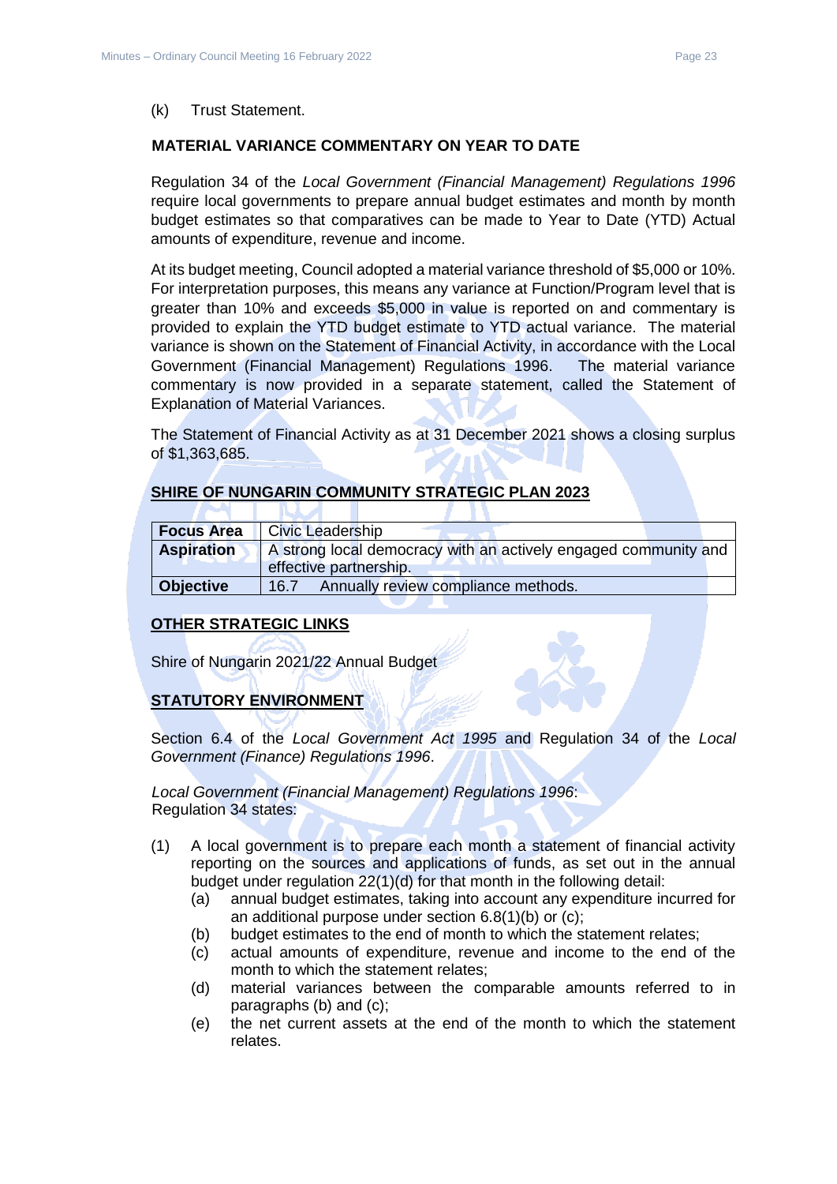(k) Trust Statement.

**MATERIAL VARIANCE COMMENTARY ON YEAR TO DATE**

Regulation 34 of the *Local Government (Financial Management) Regulations 1996* require local governments to prepare annual budget estimates and month by month budget estimates so that comparatives can be made to Year to Date (YTD) Actual amounts of expenditure, revenue and income.

At its budget meeting, Council adopted a material variance threshold of $5,000 or 10%. For interpretation purposes, this means any variance at Function/Program level that is greater than 10% and exceeds $5,000 in value is reported on and commentary is provided to explain the YTD budget estimate to YTD actual variance. The material variance is shown on the Statement of Financial Activity, in accordance with the Local Government (Financial Management) Regulations 1996. The material variance commentary is now provided in a separate statement, called the Statement of Explanation of Material Variances.

The Statement of Financial Activity as at 31 December 2021 shows a closing surplus of $1,363,685.

**SHIRE OF NUNGARIN COMMUNITY STRATEGIC PLAN 2023**

| **Focus Area** | Civic Leadership |
|---|---|
| **Aspiration** | A strong local democracy with an actively engaged community and effective partnership. |
| **Objective** | 16.7 Annually review compliance methods. |

**OTHER STRATEGIC LINKS**

Shire of Nungarin 2021/22 Annual Budget

**STATUTORY ENVIRONMENT**

Section 6.4 of the *Local Government Act 1995* and Regulation 34 of the *Local Government (Finance) Regulations 1996*.

*Local Government (Financial Management) Regulations 1996*:
Regulation 34 states:

(1) A local government is to prepare each month a statement of financial activity reporting on the sources and applications of funds, as set out in the annual budget under regulation 22(1)(d) for that month in the following detail:
  (a) annual budget estimates, taking into account any expenditure incurred for an additional purpose under section 6.8(1)(b) or (c);
  (b) budget estimates to the end of month to which the statement relates;
  (c) actual amounts of expenditure, revenue and income to the end of the month to which the statement relates;
  (d) material variances between the comparable amounts referred to in paragraphs (b) and (c);
  (e) the net current assets at the end of the month to which the statement relates.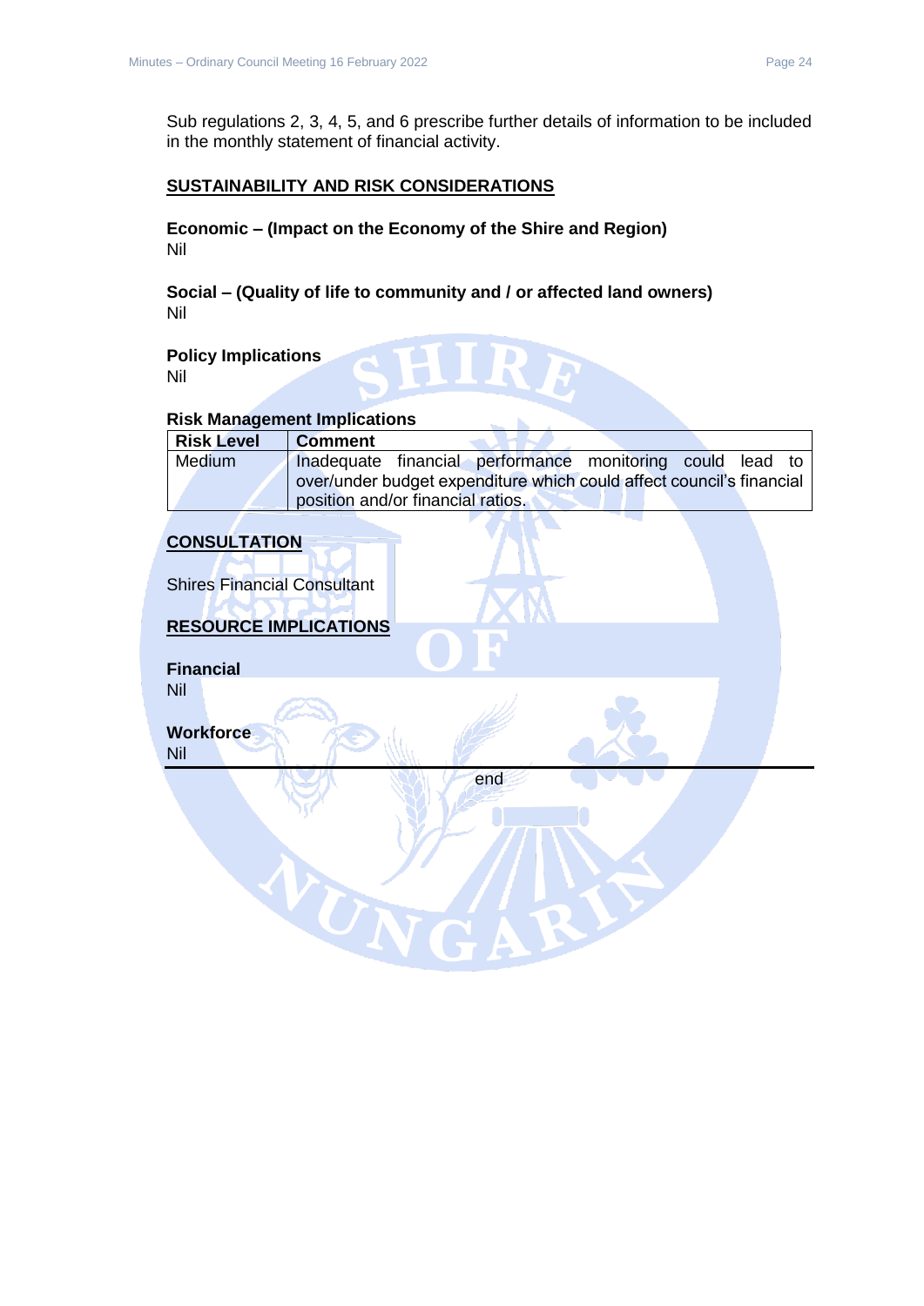Sub regulations 2, 3, 4, 5, and 6 prescribe further details of information to be included in the monthly statement of financial activity.

## SUSTAINABILITY AND RISK CONSIDERATIONS

**Economic – (Impact on the Economy of the Shire and Region)**
Nil

**Social – (Quality of life to community and / or affected land owners)**
Nil

**Policy Implications**
Nil

**Risk Management Implications**

| Risk Level | Comment |
| --- | --- |
| Medium | Inadequate financial performance monitoring could lead to over/under budget expenditure which could affect council's financial position and/or financial ratios. |

## CONSULTATION

Shires Financial Consultant

## RESOURCE IMPLICATIONS

**Financial**
Nil

**Workforce**
Nil

---

end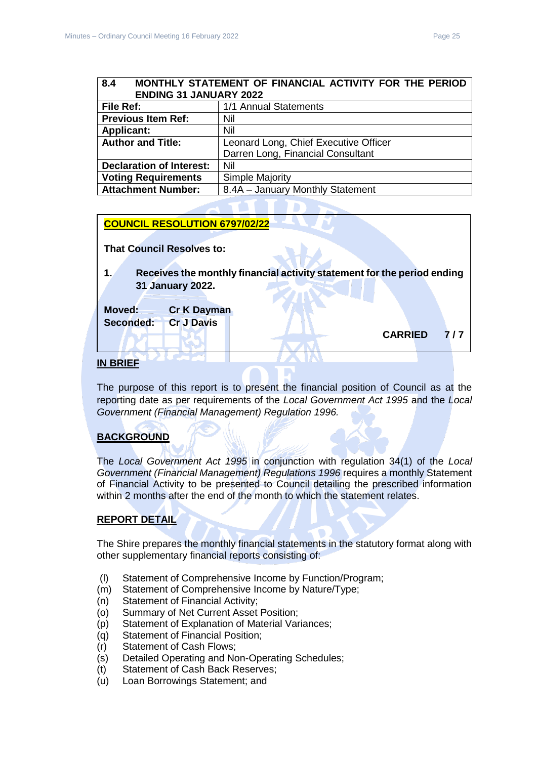| 8.4 MONTHLY STATEMENT OF FINANCIAL ACTIVITY FOR THE PERIOD ENDING 31 JANUARY 2022 | |
|---|---|
| **File Ref:** | 1/1 Annual Statements |
| **Previous Item Ref:** | Nil |
| **Applicant:** | Nil |
| **Author and Title:** | Leonard Long, Chief Executive Officer<br>Darren Long, Financial Consultant |
| **Declaration of Interest:** | Nil |
| **Voting Requirements** | Simple Majority |
| **Attachment Number:** | 8.4A – January Monthly Statement |

**COUNCIL RESOLUTION 6797/02/22**

**That Council Resolves to:**

1. **Receives the monthly financial activity statement for the period ending 31 January 2022.**

**Moved:** **Cr K Dayman**
**Seconded:** **Cr J Davis**

**CARRIED 7 / 7**

## IN BRIEF

The purpose of this report is to present the financial position of Council as at the reporting date as per requirements of the *Local Government Act 1995* and the *Local Government (Financial Management) Regulation 1996.*

## BACKGROUND

The *Local Government Act 1995* in conjunction with regulation 34(1) of the *Local Government (Financial Management) Regulations 1996* requires a monthly Statement of Financial Activity to be presented to Council detailing the prescribed information within 2 months after the end of the month to which the statement relates.

## REPORT DETAIL

The Shire prepares the monthly financial statements in the statutory format along with other supplementary financial reports consisting of:

- (l) Statement of Comprehensive Income by Function/Program;
- (m) Statement of Comprehensive Income by Nature/Type;
- (n) Statement of Financial Activity;
- (o) Summary of Net Current Asset Position;
- (p) Statement of Explanation of Material Variances;
- (q) Statement of Financial Position;
- (r) Statement of Cash Flows;
- (s) Detailed Operating and Non-Operating Schedules;
- (t) Statement of Cash Back Reserves;
- (u) Loan Borrowings Statement; and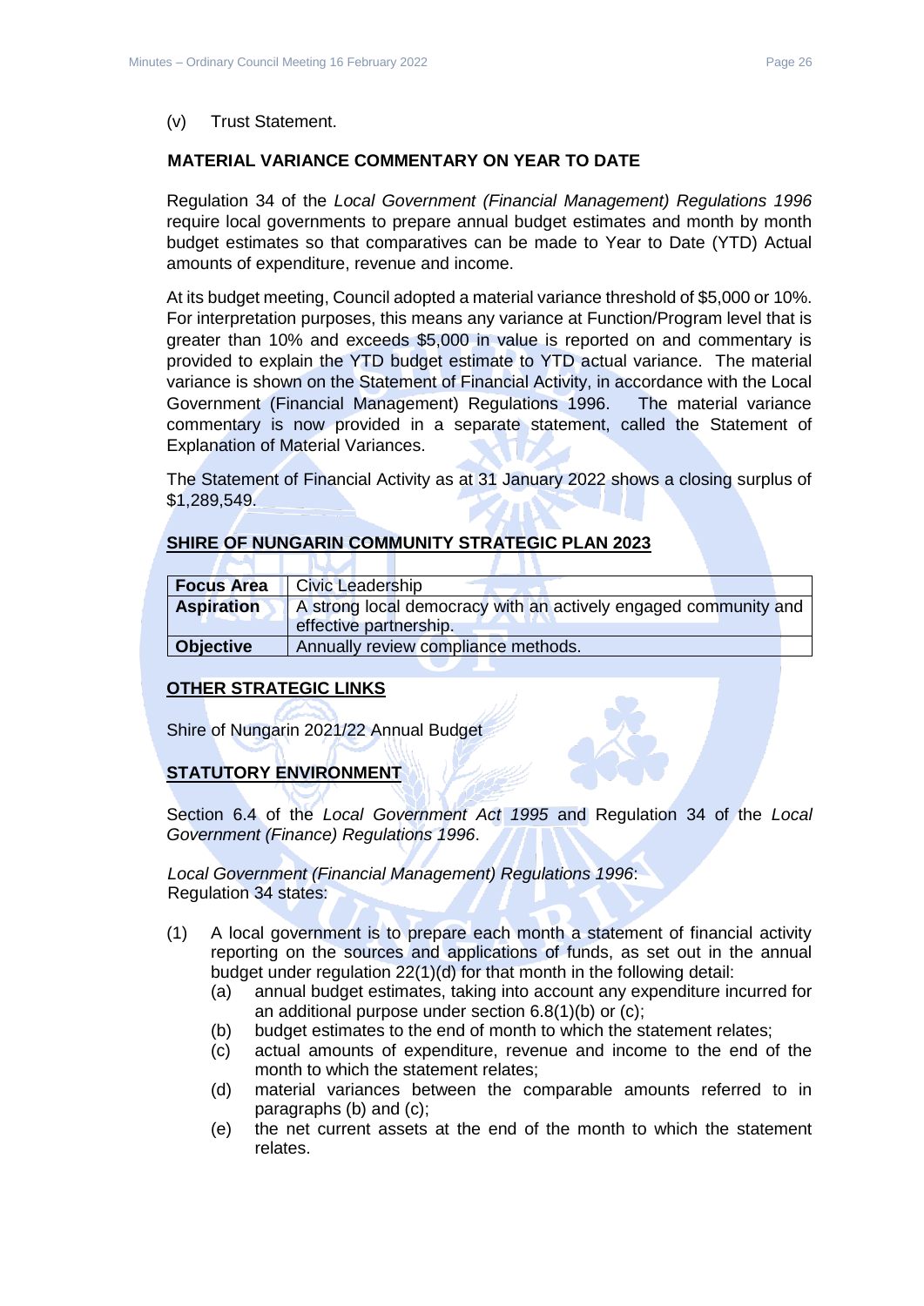(v) Trust Statement.

**MATERIAL VARIANCE COMMENTARY ON YEAR TO DATE**

Regulation 34 of the *Local Government (Financial Management) Regulations 1996* require local governments to prepare annual budget estimates and month by month budget estimates so that comparatives can be made to Year to Date (YTD) Actual amounts of expenditure, revenue and income.

At its budget meeting, Council adopted a material variance threshold of $5,000 or 10%. For interpretation purposes, this means any variance at Function/Program level that is greater than 10% and exceeds $5,000 in value is reported on and commentary is provided to explain the YTD budget estimate to YTD actual variance. The material variance is shown on the Statement of Financial Activity, in accordance with the Local Government (Financial Management) Regulations 1996. The material variance commentary is now provided in a separate statement, called the Statement of Explanation of Material Variances.

The Statement of Financial Activity as at 31 January 2022 shows a closing surplus of $1,289,549.

**SHIRE OF NUNGARIN COMMUNITY STRATEGIC PLAN 2023**

| **Focus Area** | Civic Leadership |
|---|---|
| **Aspiration** | A strong local democracy with an actively engaged community and effective partnership. |
| **Objective** | Annually review compliance methods. |

**OTHER STRATEGIC LINKS**

Shire of Nungarin 2021/22 Annual Budget

**STATUTORY ENVIRONMENT**

Section 6.4 of the *Local Government Act 1995* and Regulation 34 of the *Local Government (Finance) Regulations 1996*.

*Local Government (Financial Management) Regulations 1996*:
Regulation 34 states:

(1) A local government is to prepare each month a statement of financial activity reporting on the sources and applications of funds, as set out in the annual budget under regulation 22(1)(d) for that month in the following detail:
   (a) annual budget estimates, taking into account any expenditure incurred for an additional purpose under section 6.8(1)(b) or (c);
   (b) budget estimates to the end of month to which the statement relates;
   (c) actual amounts of expenditure, revenue and income to the end of the month to which the statement relates;
   (d) material variances between the comparable amounts referred to in paragraphs (b) and (c);
   (e) the net current assets at the end of the month to which the statement relates.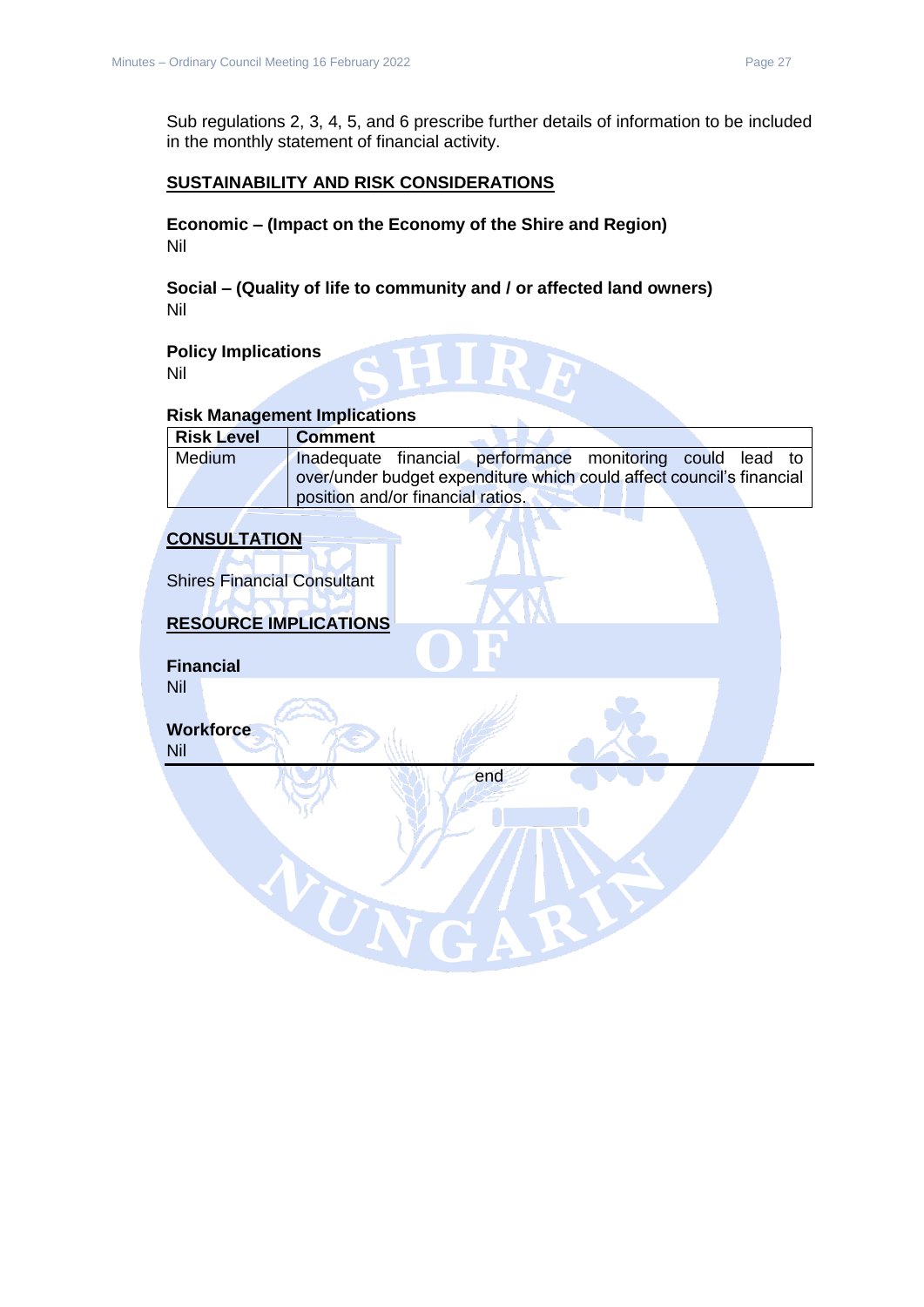Sub regulations 2, 3, 4, 5, and 6 prescribe further details of information to be included in the monthly statement of financial activity.

## SUSTAINABILITY AND RISK CONSIDERATIONS

**Economic – (Impact on the Economy of the Shire and Region)**
Nil

**Social – (Quality of life to community and / or affected land owners)**
Nil

**Policy Implications**
Nil

**Risk Management Implications**

| Risk Level | Comment |
|---|---|
| Medium | Inadequate financial performance monitoring could lead to over/under budget expenditure which could affect council's financial position and/or financial ratios. |

## CONSULTATION

Shires Financial Consultant

## RESOURCE IMPLICATIONS

**Financial**
Nil

**Workforce**
Nil

end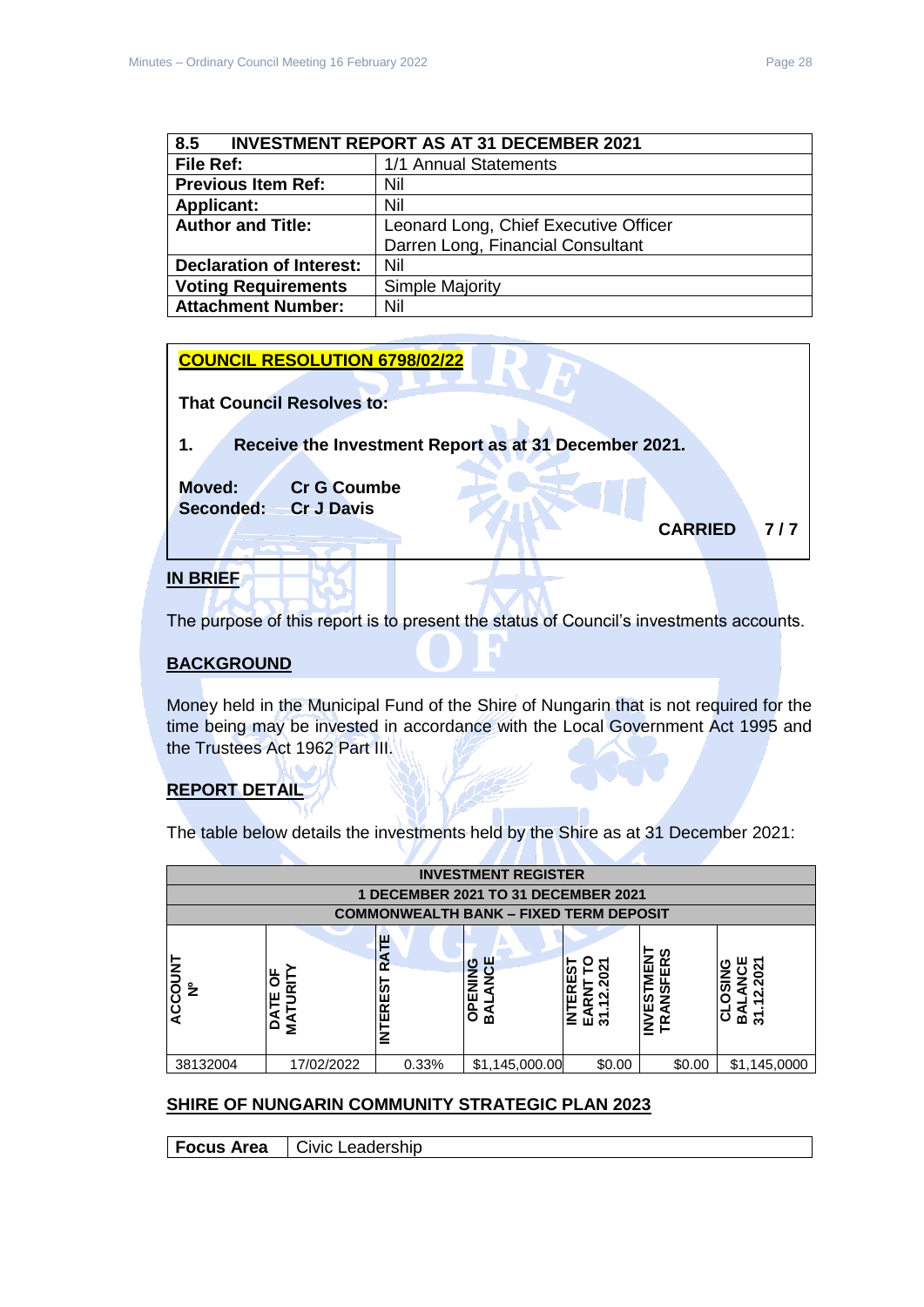| 8.5 INVESTMENT REPORT AS AT 31 DECEMBER 2021 | |
|---|---|
| **File Ref:** | 1/1 Annual Statements |
| **Previous Item Ref:** | Nil |
| **Applicant:** | Nil |
| **Author and Title:** | Leonard Long, Chief Executive Officer<br>Darren Long, Financial Consultant |
| **Declaration of Interest:** | Nil |
| **Voting Requirements** | Simple Majority |
| **Attachment Number:** | Nil |

**COUNCIL RESOLUTION 6798/02/22**

**That Council Resolves to:**

**1. Receive the Investment Report as at 31 December 2021.**

**Moved: Cr G Coumbe**
**Seconded: Cr J Davis**

**CARRIED 7 / 7**

## IN BRIEF

The purpose of this report is to present the status of Council's investments accounts.

## BACKGROUND

Money held in the Municipal Fund of the Shire of Nungarin that is not required for the time being may be invested in accordance with the Local Government Act 1995 and the Trustees Act 1962 Part III.

## REPORT DETAIL

The table below details the investments held by the Shire as at 31 December 2021:

| INVESTMENT REGISTER<br>1 DECEMBER 2021 TO 31 DECEMBER 2021<br>COMMONWEALTH BANK – FIXED TERM DEPOSIT | | | | | | |
|---|---|---|---|---|---|---|
| ACCOUNT Nº | DATE OF MATURITY | INTEREST RATE | OPENING BALANCE | INTEREST EARNT TO 31.12.2021 | INVESTMENT TRANSFERS | CLOSING BALANCE 31.12.2021 |
| 38132004 | 17/02/2022 | 0.33% | $1,145,000.00 | $0.00 | $0.00 | $1,145,0000 |

## SHIRE OF NUNGARIN COMMUNITY STRATEGIC PLAN 2023

| **Focus Area** | Civic Leadership |
|---|---|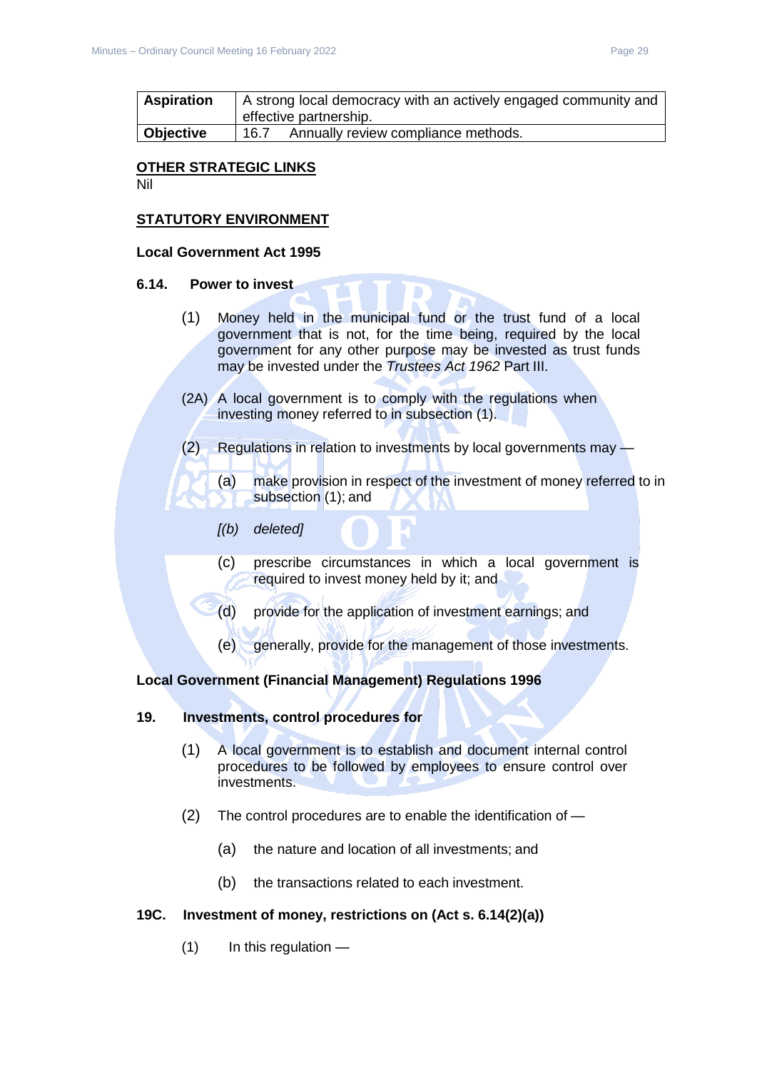| Aspiration | A strong local democracy with an actively engaged community and effective partnership. |
|---|---|
| **Objective** | 16.7 Annually review compliance methods. |

**OTHER STRATEGIC LINKS**

Nil

**STATUTORY ENVIRONMENT**

**Local Government Act 1995**

**6.14. Power to invest**

(1) Money held in the municipal fund or the trust fund of a local government that is not, for the time being, required by the local government for any other purpose may be invested as trust funds may be invested under the *Trustees Act 1962* Part III.

(2A) A local government is to comply with the regulations when investing money referred to in subsection (1).

(2) Regulations in relation to investments by local governments may —

(a) make provision in respect of the investment of money referred to in subsection (1); and

*[(b) deleted]*

(c) prescribe circumstances in which a local government is required to invest money held by it; and

(d) provide for the application of investment earnings; and

(e) generally, provide for the management of those investments.

**Local Government (Financial Management) Regulations 1996**

**19. Investments, control procedures for**

(1) A local government is to establish and document internal control procedures to be followed by employees to ensure control over investments.

(2) The control procedures are to enable the identification of —

(a) the nature and location of all investments; and

(b) the transactions related to each investment.

**19C. Investment of money, restrictions on (Act s. 6.14(2)(a))**

(1) In this regulation —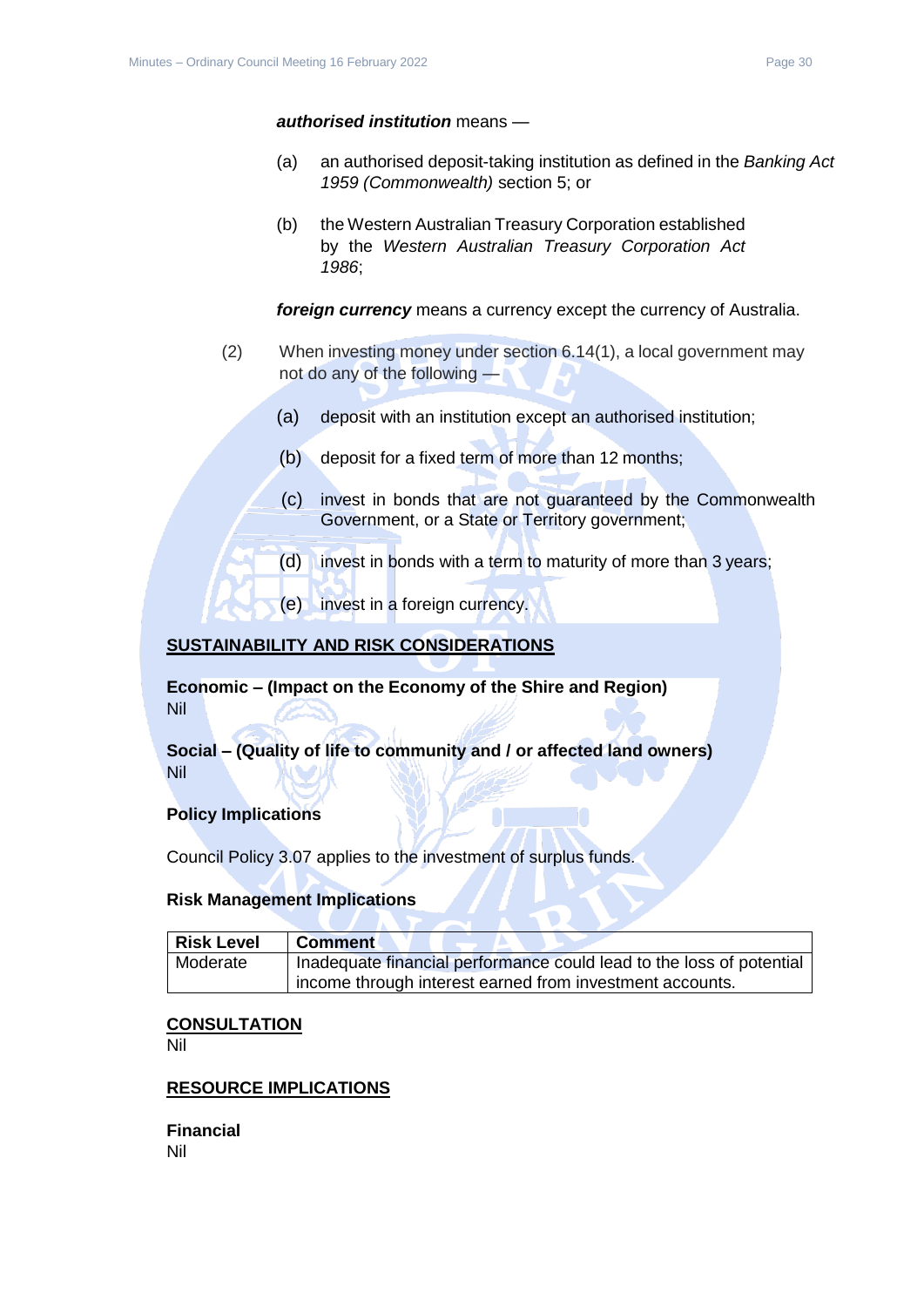***authorised institution*** means —

(a) an authorised deposit-taking institution as defined in the *Banking Act 1959 (Commonwealth)* section 5; or

(b) the Western Australian Treasury Corporation established by the *Western Australian Treasury Corporation Act 1986*;

***foreign currency*** means a currency except the currency of Australia.

(2) When investing money under section 6.14(1), a local government may not do any of the following —

(a) deposit with an institution except an authorised institution;

(b) deposit for a fixed term of more than 12 months;

(c) invest in bonds that are not guaranteed by the Commonwealth Government, or a State or Territory government;

(d) invest in bonds with a term to maturity of more than 3 years;

(e) invest in a foreign currency.

## SUSTAINABILITY AND RISK CONSIDERATIONS

**Economic – (Impact on the Economy of the Shire and Region)**
Nil

**Social – (Quality of life to community and / or affected land owners)**
Nil

**Policy Implications**

Council Policy 3.07 applies to the investment of surplus funds.

**Risk Management Implications**

| Risk Level | Comment |
|---|---|
| Moderate | Inadequate financial performance could lead to the loss of potential income through interest earned from investment accounts. |

## CONSULTATION

Nil

## RESOURCE IMPLICATIONS

**Financial**
Nil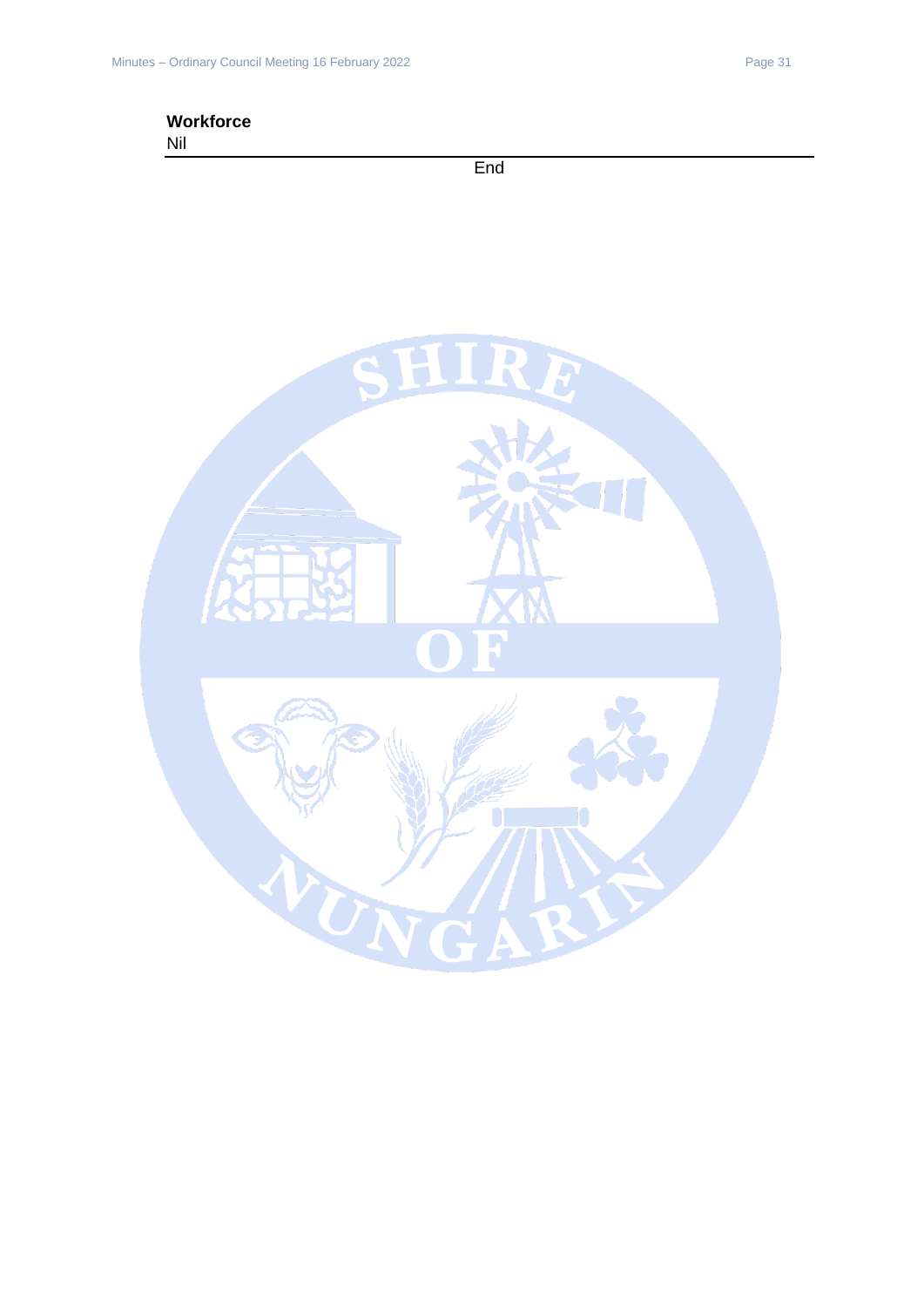**Workforce**

Nil

---

End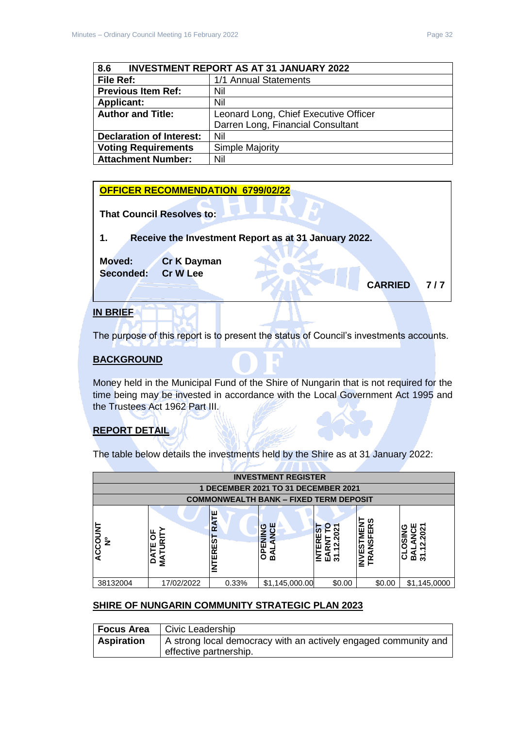| 8.6 | INVESTMENT REPORT AS AT 31 JANUARY 2022 |
|---|---|
| **File Ref:** | 1/1 Annual Statements |
| **Previous Item Ref:** | Nil |
| **Applicant:** | Nil |
| **Author and Title:** | Leonard Long, Chief Executive Officer<br>Darren Long, Financial Consultant |
| **Declaration of Interest:** | Nil |
| **Voting Requirements** | Simple Majority |
| **Attachment Number:** | Nil |

**OFFICER RECOMMENDATION 6799/02/22**

**That Council Resolves to:**

**1. Receive the Investment Report as at 31 January 2022.**

**Moved: Cr K Dayman**
**Seconded: Cr W Lee**

**CARRIED 7 / 7**

## IN BRIEF

The purpose of this report is to present the status of Council's investments accounts.

## BACKGROUND

Money held in the Municipal Fund of the Shire of Nungarin that is not required for the time being may be invested in accordance with the Local Government Act 1995 and the Trustees Act 1962 Part III.

## REPORT DETAIL

The table below details the investments held by the Shire as at 31 January 2022:

| INVESTMENT REGISTER | | | | | | |
|---|---|---|---|---|---|---|
| 1 DECEMBER 2021 TO 31 DECEMBER 2021 | | | | | | |
| COMMONWEALTH BANK – FIXED TERM DEPOSIT | | | | | | |
| ACCOUNT Nº | DATE OF MATURITY | INTEREST RATE | OPENING BALANCE | INTEREST EARNT TO 31.12.2021 | INVESTMENT TRANSFERS | CLOSING BALANCE 31.12.2021 |
| 38132004 | 17/02/2022 | 0.33% | $1,145,000.00 | $0.00 | $0.00 | $1,145,0000 |

## SHIRE OF NUNGARIN COMMUNITY STRATEGIC PLAN 2023

| **Focus Area** | Civic Leadership |
|---|---|
| **Aspiration** | A strong local democracy with an actively engaged community and effective partnership. |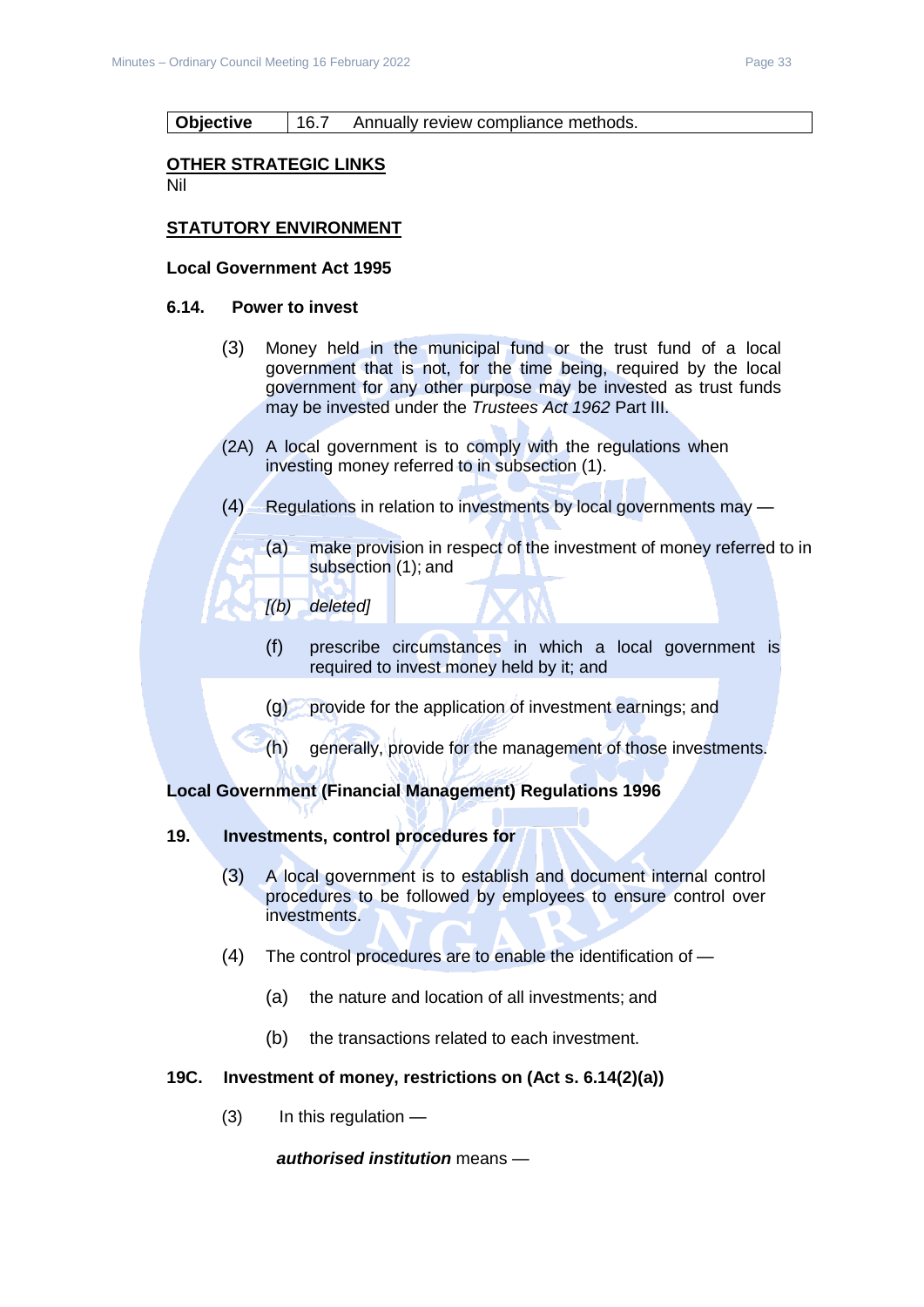| Objective | 16.7 Annually review compliance methods. |
|---|---|

**OTHER STRATEGIC LINKS**

Nil

**STATUTORY ENVIRONMENT**

**Local Government Act 1995**

**6.14. Power to invest**

(3) Money held in the municipal fund or the trust fund of a local government that is not, for the time being, required by the local government for any other purpose may be invested as trust funds may be invested under the *Trustees Act 1962* Part III.

(2A) A local government is to comply with the regulations when investing money referred to in subsection (1).

(4) Regulations in relation to investments by local governments may —

- (a) make provision in respect of the investment of money referred to in subsection (1); and
- *[(b) deleted]*
- (f) prescribe circumstances in which a local government is required to invest money held by it; and
- (g) provide for the application of investment earnings; and
- (h) generally, provide for the management of those investments.

**Local Government (Financial Management) Regulations 1996**

**19. Investments, control procedures for**

(3) A local government is to establish and document internal control procedures to be followed by employees to ensure control over investments.

(4) The control procedures are to enable the identification of —

- (a) the nature and location of all investments; and
- (b) the transactions related to each investment.

**19C. Investment of money, restrictions on (Act s. 6.14(2)(a))**

(3) In this regulation —

***authorised institution*** means —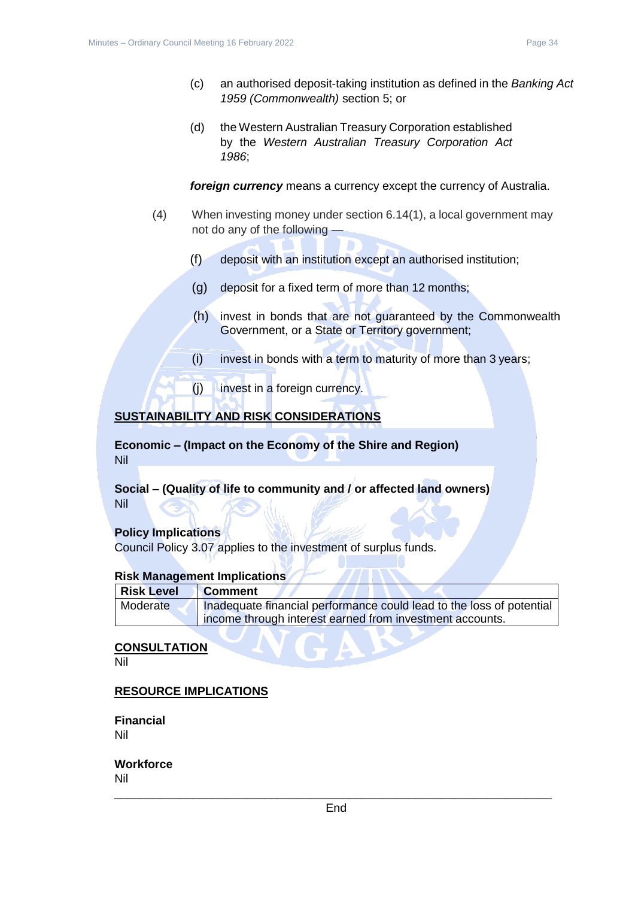(c) an authorised deposit-taking institution as defined in the *Banking Act 1959 (Commonwealth)* section 5; or

(d) the Western Australian Treasury Corporation established by the *Western Australian Treasury Corporation Act 1986*;

***foreign currency*** means a currency except the currency of Australia.

(4) When investing money under section 6.14(1), a local government may not do any of the following —

(f) deposit with an institution except an authorised institution;

(g) deposit for a fixed term of more than 12 months;

(h) invest in bonds that are not guaranteed by the Commonwealth Government, or a State or Territory government;

(i) invest in bonds with a term to maturity of more than 3 years;

(j) invest in a foreign currency.

## SUSTAINABILITY AND RISK CONSIDERATIONS

**Economic – (Impact on the Economy of the Shire and Region)**
Nil

**Social – (Quality of life to community and / or affected land owners)**
Nil

**Policy Implications**
Council Policy 3.07 applies to the investment of surplus funds.

**Risk Management Implications**

| Risk Level | Comment |
|---|---|
| Moderate | Inadequate financial performance could lead to the loss of potential income through interest earned from investment accounts. |

## CONSULTATION

Nil

## RESOURCE IMPLICATIONS

**Financial**
Nil

**Workforce**
Nil

---

End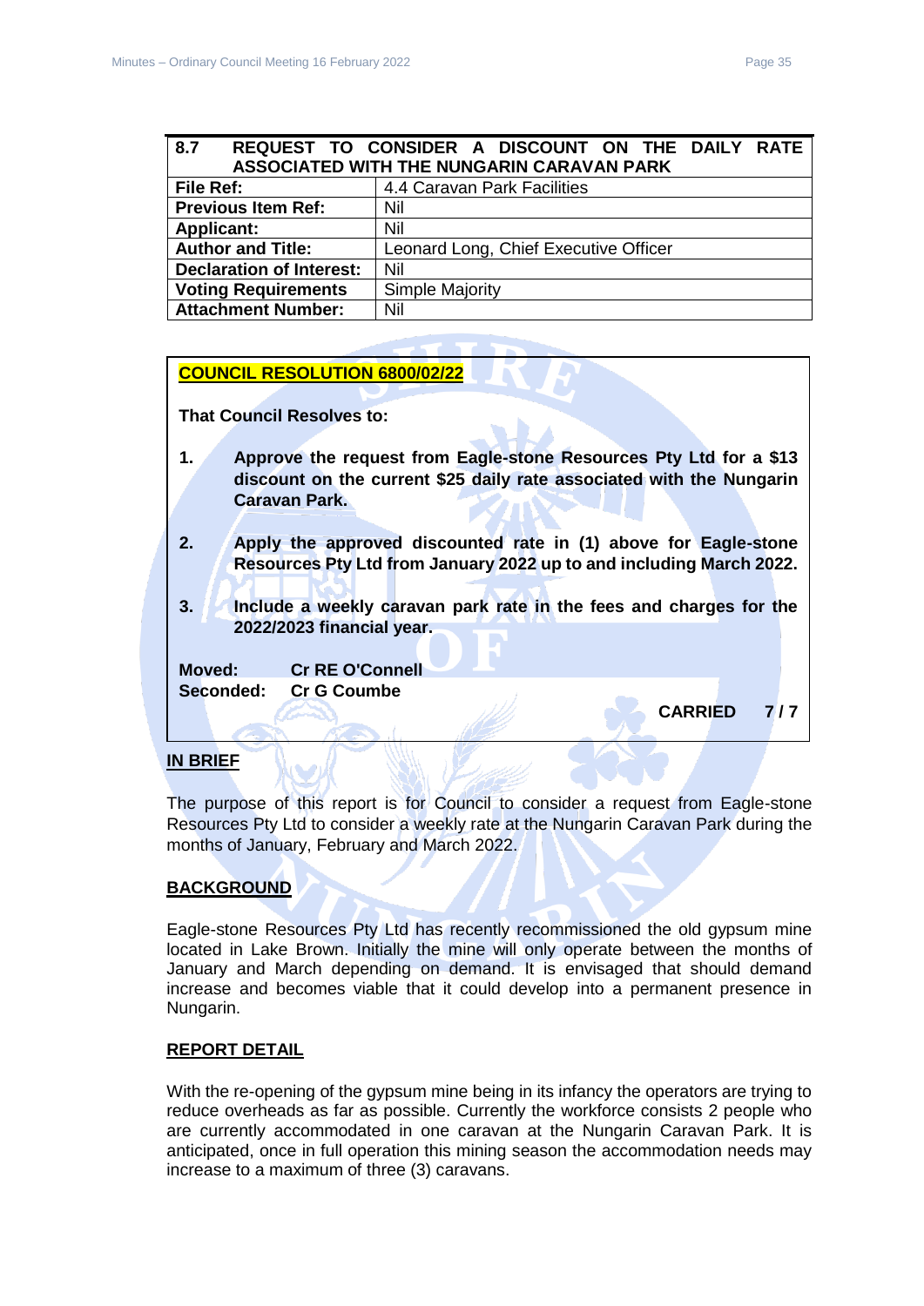## 8.7 REQUEST TO CONSIDER A DISCOUNT ON THE DAILY RATE ASSOCIATED WITH THE NUNGARIN CARAVAN PARK

| | |
|---|---|
| **File Ref:** | 4.4 Caravan Park Facilities |
| **Previous Item Ref:** | Nil |
| **Applicant:** | Nil |
| **Author and Title:** | Leonard Long, Chief Executive Officer |
| **Declaration of Interest:** | Nil |
| **Voting Requirements** | Simple Majority |
| **Attachment Number:** | Nil |

**COUNCIL RESOLUTION 6800/02/22**

**That Council Resolves to:**

1. **Approve the request from Eagle-stone Resources Pty Ltd for a $13 discount on the current $25 daily rate associated with the Nungarin Caravan Park.**

2. **Apply the approved discounted rate in (1) above for Eagle-stone Resources Pty Ltd from January 2022 up to and including March 2022.**

3. **Include a weekly caravan park rate in the fees and charges for the 2022/2023 financial year.**

**Moved:** **Cr RE O'Connell**
**Seconded:** **Cr G Coumbe**

**CARRIED 7 / 7**

**IN BRIEF**

The purpose of this report is for Council to consider a request from Eagle-stone Resources Pty Ltd to consider a weekly rate at the Nungarin Caravan Park during the months of January, February and March 2022.

**BACKGROUND**

Eagle-stone Resources Pty Ltd has recently recommissioned the old gypsum mine located in Lake Brown. Initially the mine will only operate between the months of January and March depending on demand. It is envisaged that should demand increase and becomes viable that it could develop into a permanent presence in Nungarin.

**REPORT DETAIL**

With the re-opening of the gypsum mine being in its infancy the operators are trying to reduce overheads as far as possible. Currently the workforce consists 2 people who are currently accommodated in one caravan at the Nungarin Caravan Park. It is anticipated, once in full operation this mining season the accommodation needs may increase to a maximum of three (3) caravans.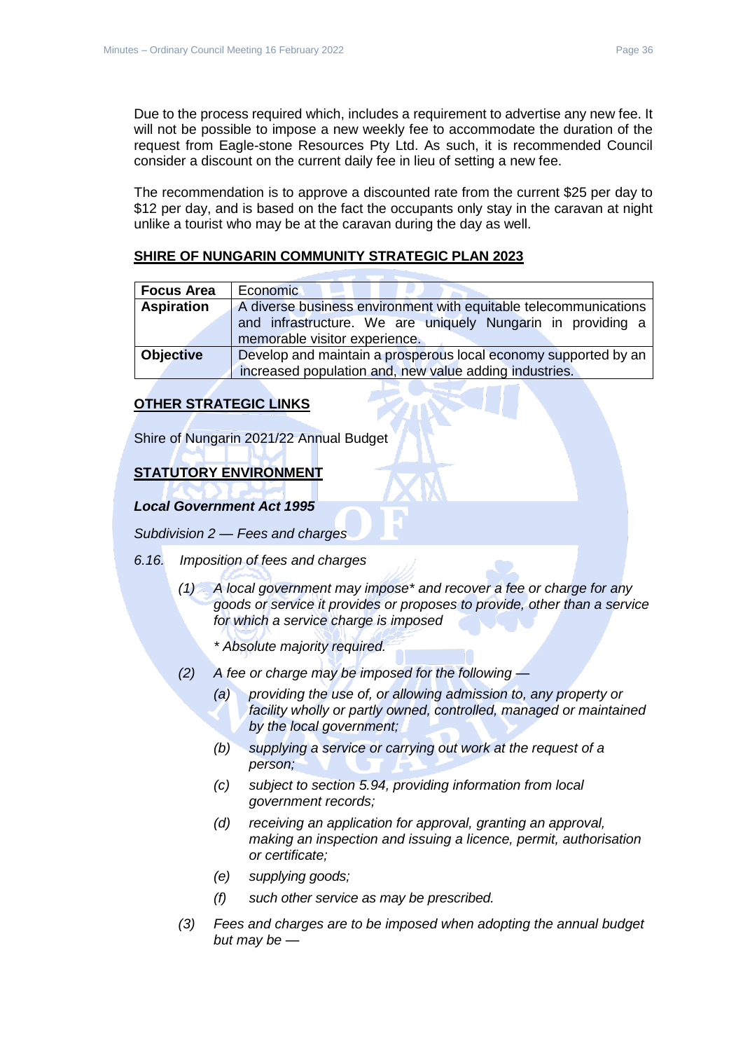Due to the process required which, includes a requirement to advertise any new fee. It will not be possible to impose a new weekly fee to accommodate the duration of the request from Eagle-stone Resources Pty Ltd. As such, it is recommended Council consider a discount on the current daily fee in lieu of setting a new fee.

The recommendation is to approve a discounted rate from the current $25 per day to $12 per day, and is based on the fact the occupants only stay in the caravan at night unlike a tourist who may be at the caravan during the day as well.

**SHIRE OF NUNGARIN COMMUNITY STRATEGIC PLAN 2023**

| **Focus Area** | Economic |
|---|---|
| **Aspiration** | A diverse business environment with equitable telecommunications and infrastructure. We are uniquely Nungarin in providing a memorable visitor experience. |
| **Objective** | Develop and maintain a prosperous local economy supported by an increased population and, new value adding industries. |

**OTHER STRATEGIC LINKS**

Shire of Nungarin 2021/22 Annual Budget

**STATUTORY ENVIRONMENT**

***Local Government Act 1995***

*Subdivision 2 — Fees and charges*

*6.16. Imposition of fees and charges*

*(1) A local government may impose* and recover a fee or charge for any goods or service it provides or proposes to provide, other than a service for which a service charge is imposed*

*\* Absolute majority required.*

*(2) A fee or charge may be imposed for the following —*

*(a) providing the use of, or allowing admission to, any property or facility wholly or partly owned, controlled, managed or maintained by the local government;*

*(b) supplying a service or carrying out work at the request of a person;*

*(c) subject to section 5.94, providing information from local government records;*

*(d) receiving an application for approval, granting an approval, making an inspection and issuing a licence, permit, authorisation or certificate;*

*(e) supplying goods;*

*(f) such other service as may be prescribed.*

*(3) Fees and charges are to be imposed when adopting the annual budget but may be —*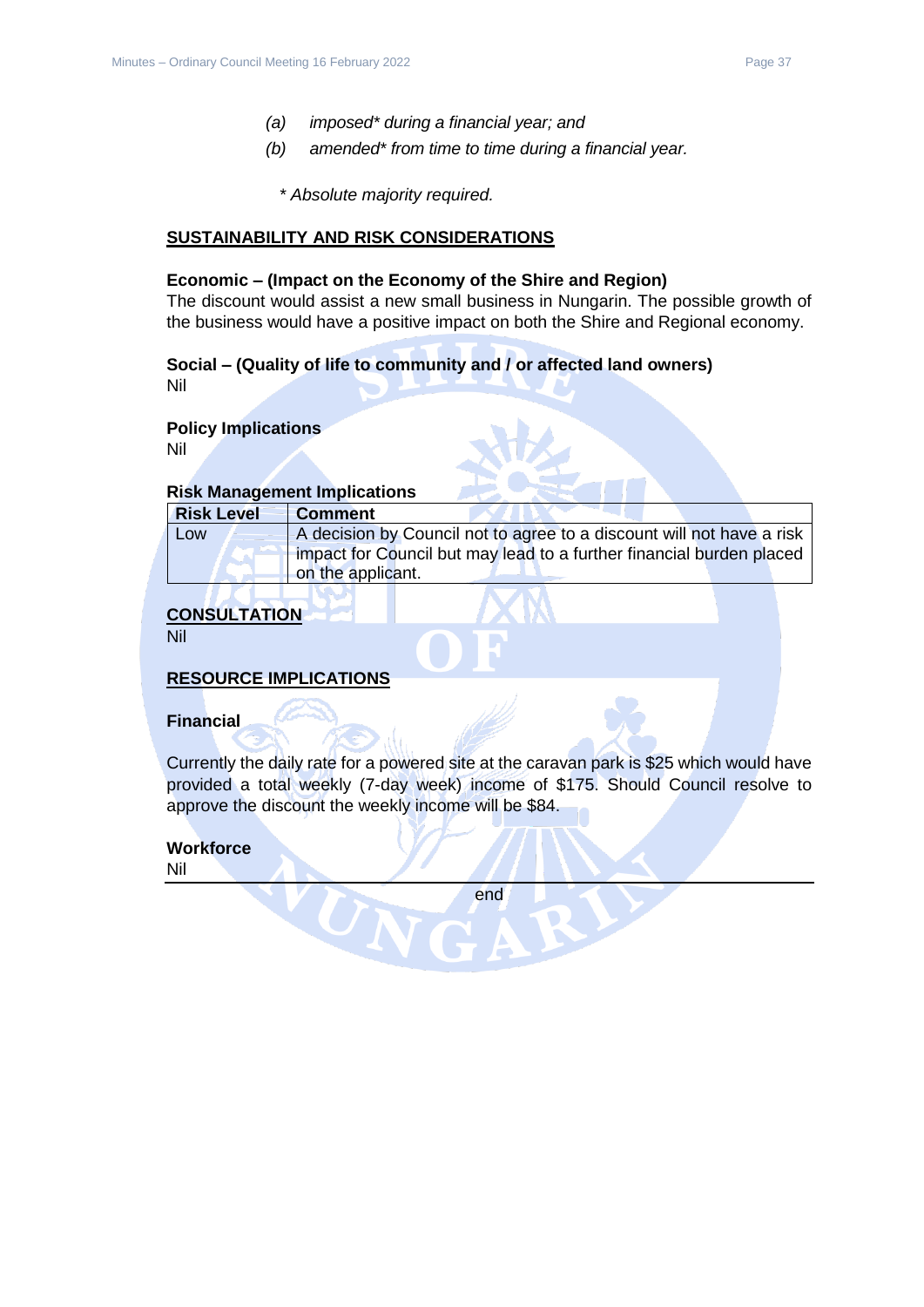*(a) imposed\* during a financial year; and*

*(b) amended\* from time to time during a financial year.*

*\* Absolute majority required.*

## SUSTAINABILITY AND RISK CONSIDERATIONS

**Economic – (Impact on the Economy of the Shire and Region)**
The discount would assist a new small business in Nungarin. The possible growth of the business would have a positive impact on both the Shire and Regional economy.

**Social – (Quality of life to community and / or affected land owners)**
Nil

**Policy Implications**
Nil

**Risk Management Implications**

| Risk Level | Comment |
|---|---|
| Low | A decision by Council not to agree to a discount will not have a risk impact for Council but may lead to a further financial burden placed on the applicant. |

## CONSULTATION

Nil

## RESOURCE IMPLICATIONS

**Financial**

Currently the daily rate for a powered site at the caravan park is $25 which would have provided a total weekly (7-day week) income of $175. Should Council resolve to approve the discount the weekly income will be $84.

**Workforce**
Nil

---

end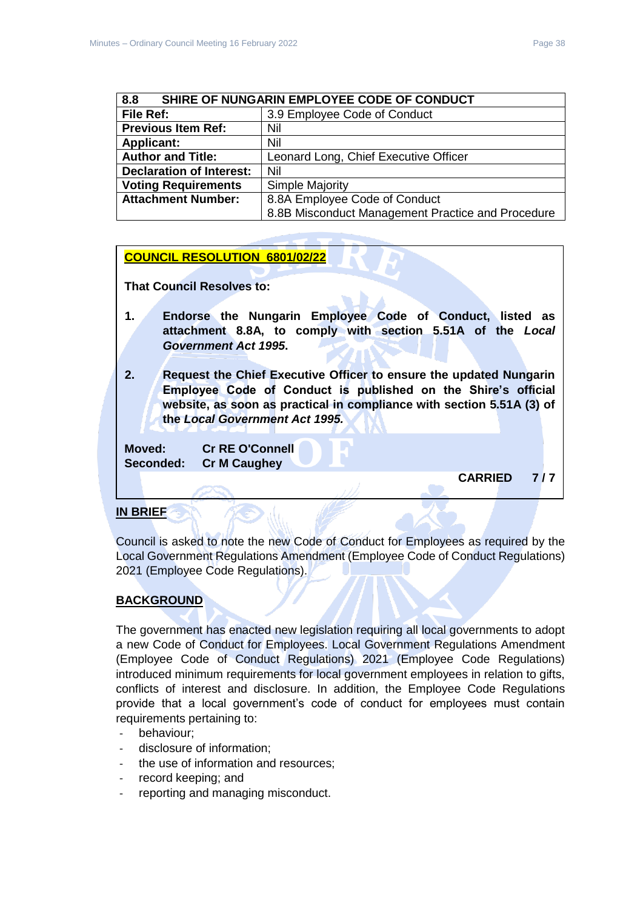| 8.8 SHIRE OF NUNGARIN EMPLOYEE CODE OF CONDUCT | |
|---|---|
| **File Ref:** | 3.9 Employee Code of Conduct |
| **Previous Item Ref:** | Nil |
| **Applicant:** | Nil |
| **Author and Title:** | Leonard Long, Chief Executive Officer |
| **Declaration of Interest:** | Nil |
| **Voting Requirements** | Simple Majority |
| **Attachment Number:** | 8.8A Employee Code of Conduct<br>8.8B Misconduct Management Practice and Procedure |

**COUNCIL RESOLUTION 6801/02/22**

**That Council Resolves to:**

1. **Endorse the Nungarin Employee Code of Conduct, listed as attachment 8.8A, to comply with section 5.51A of the *Local Government Act 1995*.**

2. **Request the Chief Executive Officer to ensure the updated Nungarin Employee Code of Conduct is published on the Shire's official website, as soon as practical in compliance with section 5.51A (3) of the *Local Government Act 1995.***

**Moved:** Cr RE O'Connell
**Seconded:** Cr M Caughey

**CARRIED 7 / 7**

## IN BRIEF

Council is asked to note the new Code of Conduct for Employees as required by the Local Government Regulations Amendment (Employee Code of Conduct Regulations) 2021 (Employee Code Regulations).

## BACKGROUND

The government has enacted new legislation requiring all local governments to adopt a new Code of Conduct for Employees. Local Government Regulations Amendment (Employee Code of Conduct Regulations) 2021 (Employee Code Regulations) introduced minimum requirements for local government employees in relation to gifts, conflicts of interest and disclosure. In addition, the Employee Code Regulations provide that a local government's code of conduct for employees must contain requirements pertaining to:

- behaviour;
- disclosure of information;
- the use of information and resources;
- record keeping; and
- reporting and managing misconduct.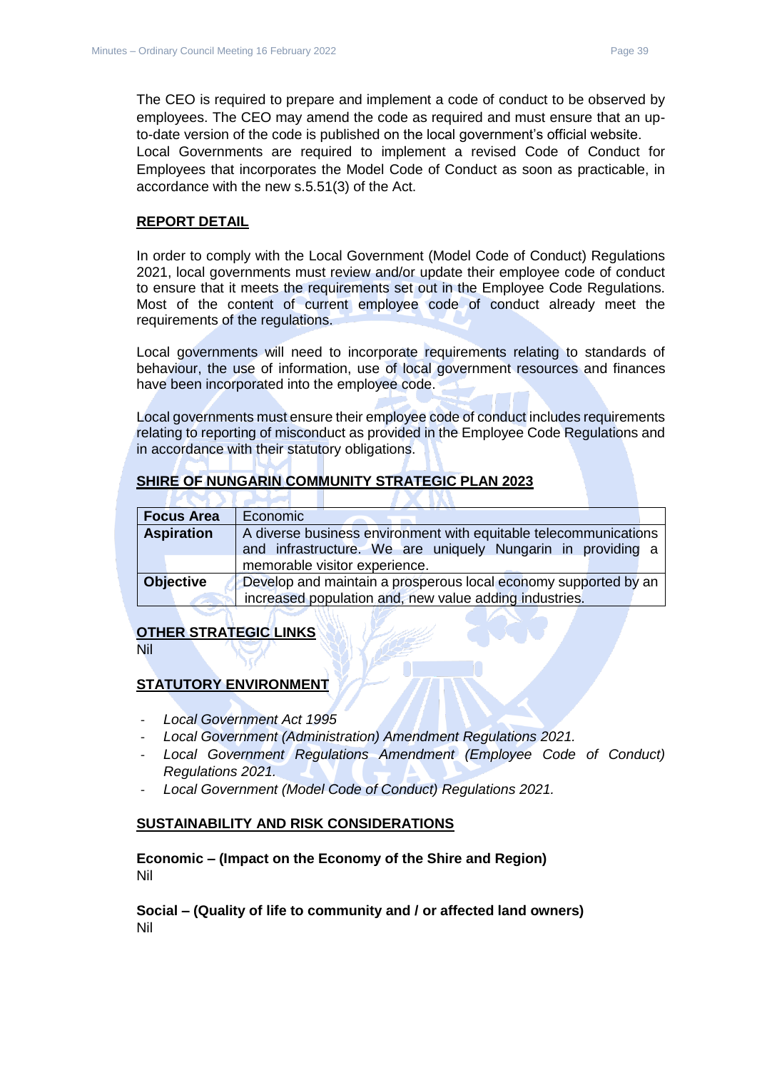The CEO is required to prepare and implement a code of conduct to be observed by employees. The CEO may amend the code as required and must ensure that an up-to-date version of the code is published on the local government's official website.
Local Governments are required to implement a revised Code of Conduct for Employees that incorporates the Model Code of Conduct as soon as practicable, in accordance with the new s.5.51(3) of the Act.

## REPORT DETAIL

In order to comply with the Local Government (Model Code of Conduct) Regulations 2021, local governments must review and/or update their employee code of conduct to ensure that it meets the requirements set out in the Employee Code Regulations. Most of the content of current employee code of conduct already meet the requirements of the regulations.

Local governments will need to incorporate requirements relating to standards of behaviour, the use of information, use of local government resources and finances have been incorporated into the employee code.

Local governments must ensure their employee code of conduct includes requirements relating to reporting of misconduct as provided in the Employee Code Regulations and in accordance with their statutory obligations.

## SHIRE OF NUNGARIN COMMUNITY STRATEGIC PLAN 2023

| **Focus Area** | Economic |
|---|---|
| **Aspiration** | A diverse business environment with equitable telecommunications and infrastructure. We are uniquely Nungarin in providing a memorable visitor experience. |
| **Objective** | Develop and maintain a prosperous local economy supported by an increased population and, new value adding industries. |

## OTHER STRATEGIC LINKS

Nil

## STATUTORY ENVIRONMENT

- *Local Government Act 1995*
- *Local Government (Administration) Amendment Regulations 2021.*
- *Local Government Regulations Amendment (Employee Code of Conduct) Regulations 2021.*
- *Local Government (Model Code of Conduct) Regulations 2021.*

## SUSTAINABILITY AND RISK CONSIDERATIONS

**Economic – (Impact on the Economy of the Shire and Region)**
Nil

**Social – (Quality of life to community and / or affected land owners)**
Nil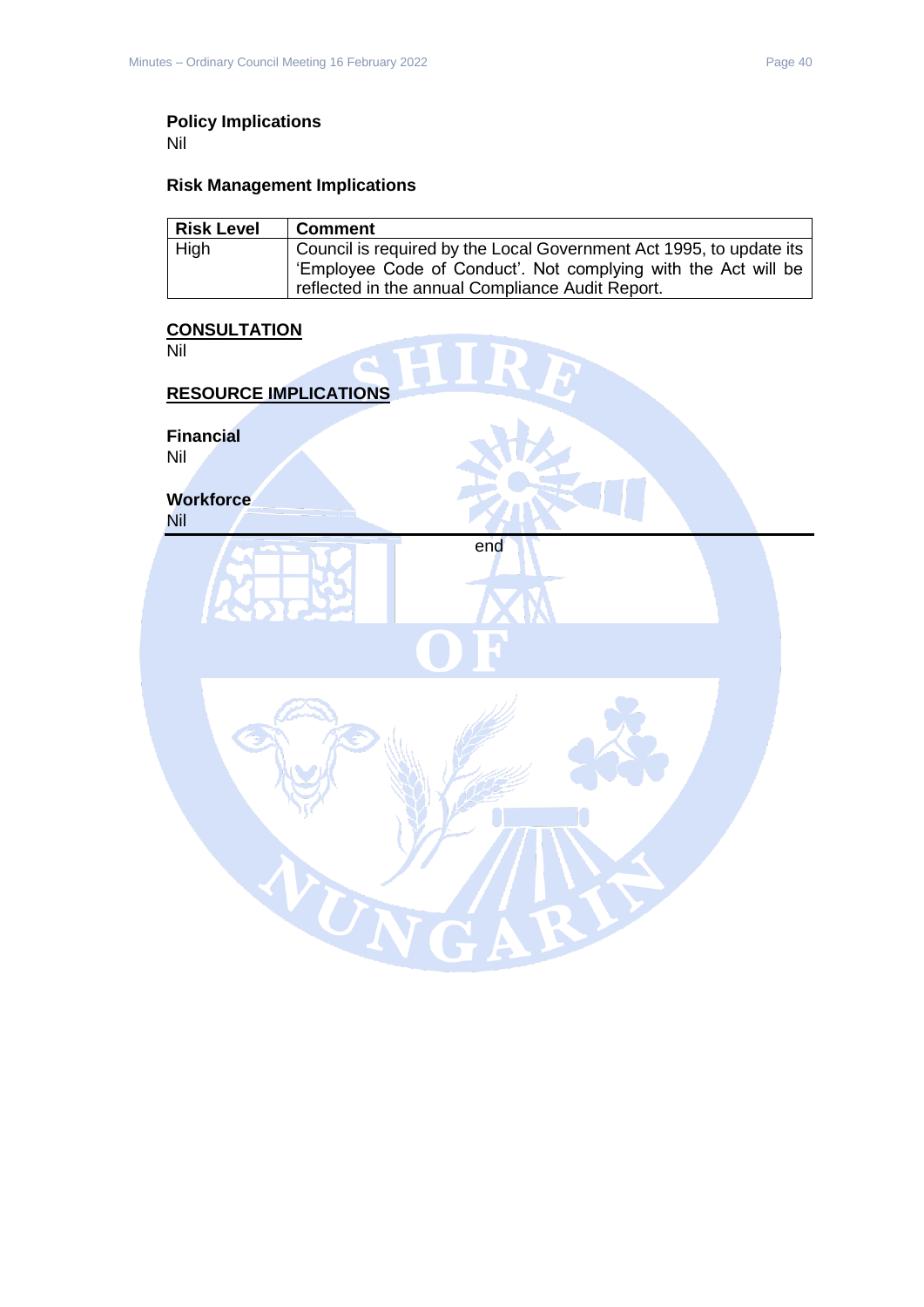**Policy Implications**
Nil

**Risk Management Implications**

| Risk Level | Comment |
|---|---|
| High | Council is required by the Local Government Act 1995, to update its 'Employee Code of Conduct'. Not complying with the Act will be reflected in the annual Compliance Audit Report. |

**CONSULTATION**
Nil

**RESOURCE IMPLICATIONS**

**Financial**
Nil

**Workforce**
Nil

---

end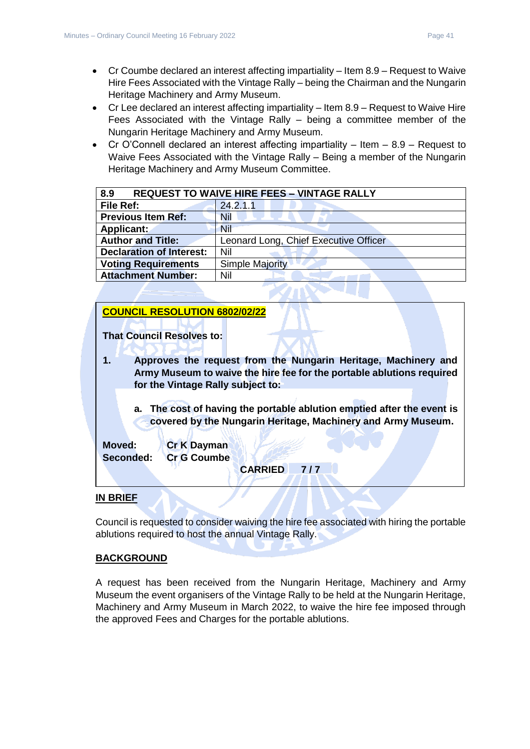- Cr Coumbe declared an interest affecting impartiality – Item 8.9 – Request to Waive Hire Fees Associated with the Vintage Rally – being the Chairman and the Nungarin Heritage Machinery and Army Museum.
- Cr Lee declared an interest affecting impartiality – Item 8.9 – Request to Waive Hire Fees Associated with the Vintage Rally – being a committee member of the Nungarin Heritage Machinery and Army Museum.
- Cr O'Connell declared an interest affecting impartiality – Item – 8.9 – Request to Waive Fees Associated with the Vintage Rally – Being a member of the Nungarin Heritage Machinery and Army Museum Committee.

| **8.9 REQUEST TO WAIVE HIRE FEES – VINTAGE RALLY** | |
|---|---|
| **File Ref:** | 24.2.1.1 |
| **Previous Item Ref:** | Nil |
| **Applicant:** | Nil |
| **Author and Title:** | Leonard Long, Chief Executive Officer |
| **Declaration of Interest:** | Nil |
| **Voting Requirements** | Simple Majority |
| **Attachment Number:** | Nil |

**COUNCIL RESOLUTION 6802/02/22**

**That Council Resolves to:**

**1. Approves the request from the Nungarin Heritage, Machinery and Army Museum to waive the hire fee for the portable ablutions required for the Vintage Rally subject to:**

**a. The cost of having the portable ablution emptied after the event is covered by the Nungarin Heritage, Machinery and Army Museum.**

**Moved:** **Cr K Dayman**
**Seconded:** **Cr G Coumbe**

**CARRIED 7 / 7**

## IN BRIEF

Council is requested to consider waiving the hire fee associated with hiring the portable ablutions required to host the annual Vintage Rally.

## BACKGROUND

A request has been received from the Nungarin Heritage, Machinery and Army Museum the event organisers of the Vintage Rally to be held at the Nungarin Heritage, Machinery and Army Museum in March 2022, to waive the hire fee imposed through the approved Fees and Charges for the portable ablutions.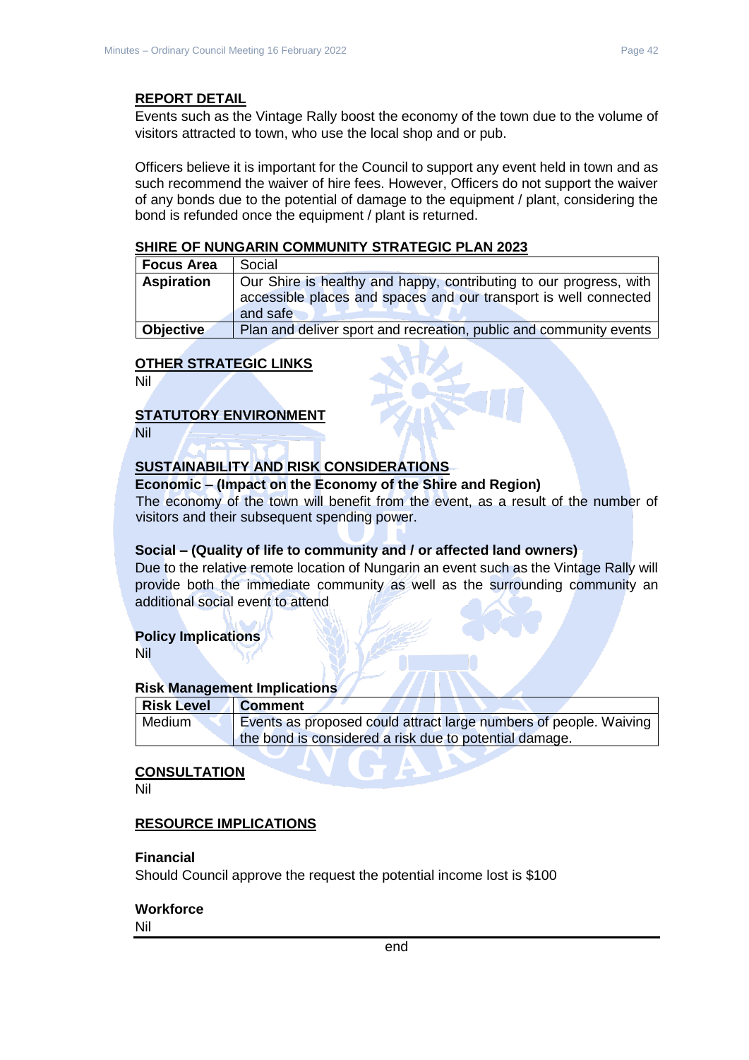## REPORT DETAIL

Events such as the Vintage Rally boost the economy of the town due to the volume of visitors attracted to town, who use the local shop and or pub.

Officers believe it is important for the Council to support any event held in town and as such recommend the waiver of hire fees. However, Officers do not support the waiver of any bonds due to the potential of damage to the equipment / plant, considering the bond is refunded once the equipment / plant is returned.

## SHIRE OF NUNGARIN COMMUNITY STRATEGIC PLAN 2023

| **Focus Area** | Social |
|---|---|
| **Aspiration** | Our Shire is healthy and happy, contributing to our progress, with accessible places and spaces and our transport is well connected and safe |
| **Objective** | Plan and deliver sport and recreation, public and community events |

## OTHER STRATEGIC LINKS

Nil

## STATUTORY ENVIRONMENT

Nil

## SUSTAINABILITY AND RISK CONSIDERATIONS

**Economic – (Impact on the Economy of the Shire and Region)**

The economy of the town will benefit from the event, as a result of the number of visitors and their subsequent spending power.

**Social – (Quality of life to community and / or affected land owners)**

Due to the relative remote location of Nungarin an event such as the Vintage Rally will provide both the immediate community as well as the surrounding community an additional social event to attend

**Policy Implications**

Nil

**Risk Management Implications**

| **Risk Level** | **Comment** |
|---|---|
| Medium | Events as proposed could attract large numbers of people. Waiving the bond is considered a risk due to potential damage. |

## CONSULTATION

Nil

## RESOURCE IMPLICATIONS

**Financial**

Should Council approve the request the potential income lost is $100

**Workforce**

Nil

end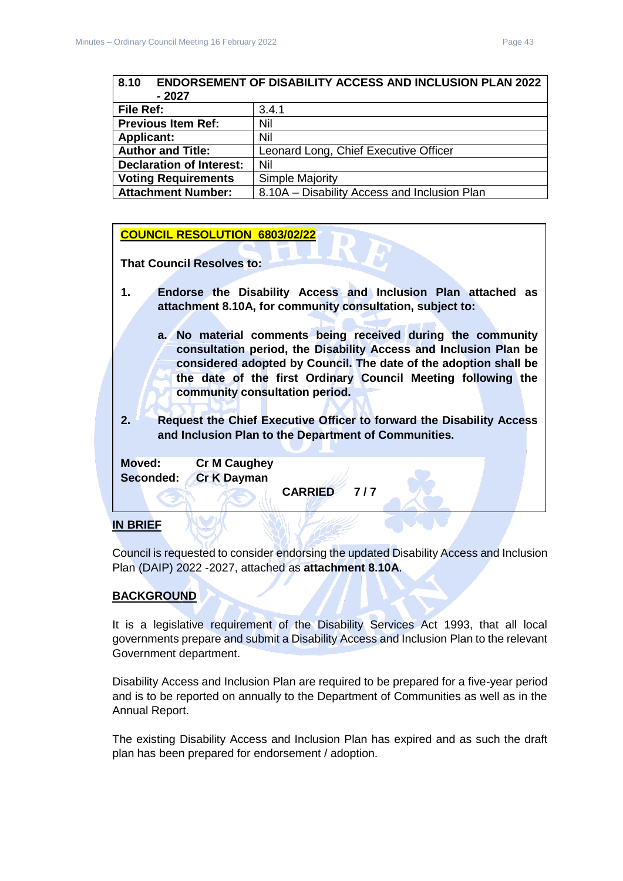| 8.10 ENDORSEMENT OF DISABILITY ACCESS AND INCLUSION PLAN 2022 - 2027 | |
|---|---|
| **File Ref:** | 3.4.1 |
| **Previous Item Ref:** | Nil |
| **Applicant:** | Nil |
| **Author and Title:** | Leonard Long, Chief Executive Officer |
| **Declaration of Interest:** | Nil |
| **Voting Requirements** | Simple Majority |
| **Attachment Number:** | 8.10A – Disability Access and Inclusion Plan |

**COUNCIL RESOLUTION 6803/02/22**

**That Council Resolves to:**

**1. Endorse the Disability Access and Inclusion Plan attached as attachment 8.10A, for community consultation, subject to:**

   **a. No material comments being received during the community consultation period, the Disability Access and Inclusion Plan be considered adopted by Council. The date of the adoption shall be the date of the first Ordinary Council Meeting following the community consultation period.**

**2. Request the Chief Executive Officer to forward the Disability Access and Inclusion Plan to the Department of Communities.**

**Moved:** **Cr M Caughey**
**Seconded:** **Cr K Dayman**

**CARRIED 7 / 7**

## IN BRIEF

Council is requested to consider endorsing the updated Disability Access and Inclusion Plan (DAIP) 2022 -2027, attached as **attachment 8.10A**.

## BACKGROUND

It is a legislative requirement of the Disability Services Act 1993, that all local governments prepare and submit a Disability Access and Inclusion Plan to the relevant Government department.

Disability Access and Inclusion Plan are required to be prepared for a five-year period and is to be reported on annually to the Department of Communities as well as in the Annual Report.

The existing Disability Access and Inclusion Plan has expired and as such the draft plan has been prepared for endorsement / adoption.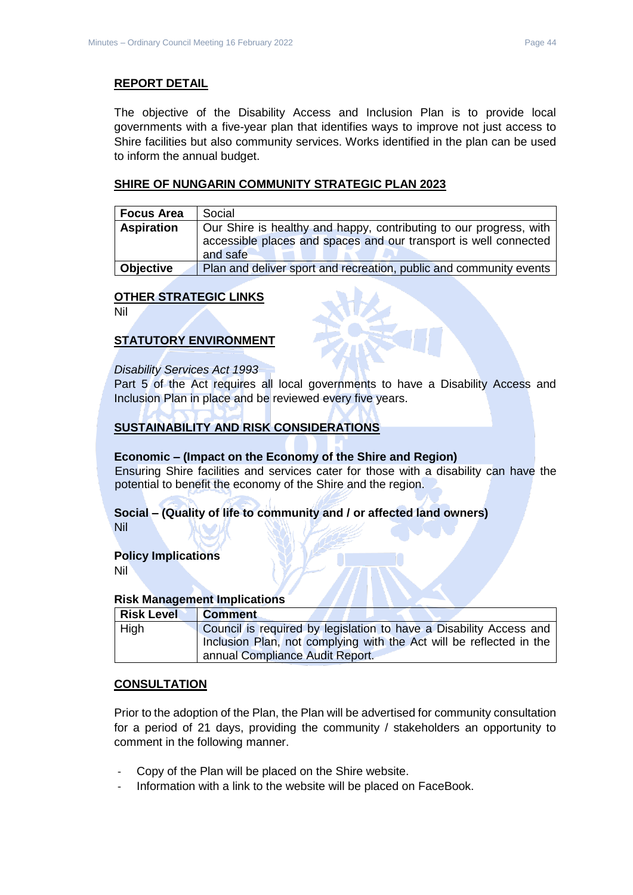## REPORT DETAIL

The objective of the Disability Access and Inclusion Plan is to provide local governments with a five-year plan that identifies ways to improve not just access to Shire facilities but also community services. Works identified in the plan can be used to inform the annual budget.

## SHIRE OF NUNGARIN COMMUNITY STRATEGIC PLAN 2023

| **Focus Area** | Social |
|---|---|
| **Aspiration** | Our Shire is healthy and happy, contributing to our progress, with accessible places and spaces and our transport is well connected and safe |
| **Objective** | Plan and deliver sport and recreation, public and community events |

## OTHER STRATEGIC LINKS

Nil

## STATUTORY ENVIRONMENT

*Disability Services Act 1993*
Part 5 of the Act requires all local governments to have a Disability Access and Inclusion Plan in place and be reviewed every five years.

## SUSTAINABILITY AND RISK CONSIDERATIONS

**Economic – (Impact on the Economy of the Shire and Region)**
Ensuring Shire facilities and services cater for those with a disability can have the potential to benefit the economy of the Shire and the region.

**Social – (Quality of life to community and / or affected land owners)**
Nil

**Policy Implications**
Nil

**Risk Management Implications**

| **Risk Level** | **Comment** |
|---|---|
| High | Council is required by legislation to have a Disability Access and Inclusion Plan, not complying with the Act will be reflected in the annual Compliance Audit Report. |

## CONSULTATION

Prior to the adoption of the Plan, the Plan will be advertised for community consultation for a period of 21 days, providing the community / stakeholders an opportunity to comment in the following manner.

- Copy of the Plan will be placed on the Shire website.
- Information with a link to the website will be placed on FaceBook.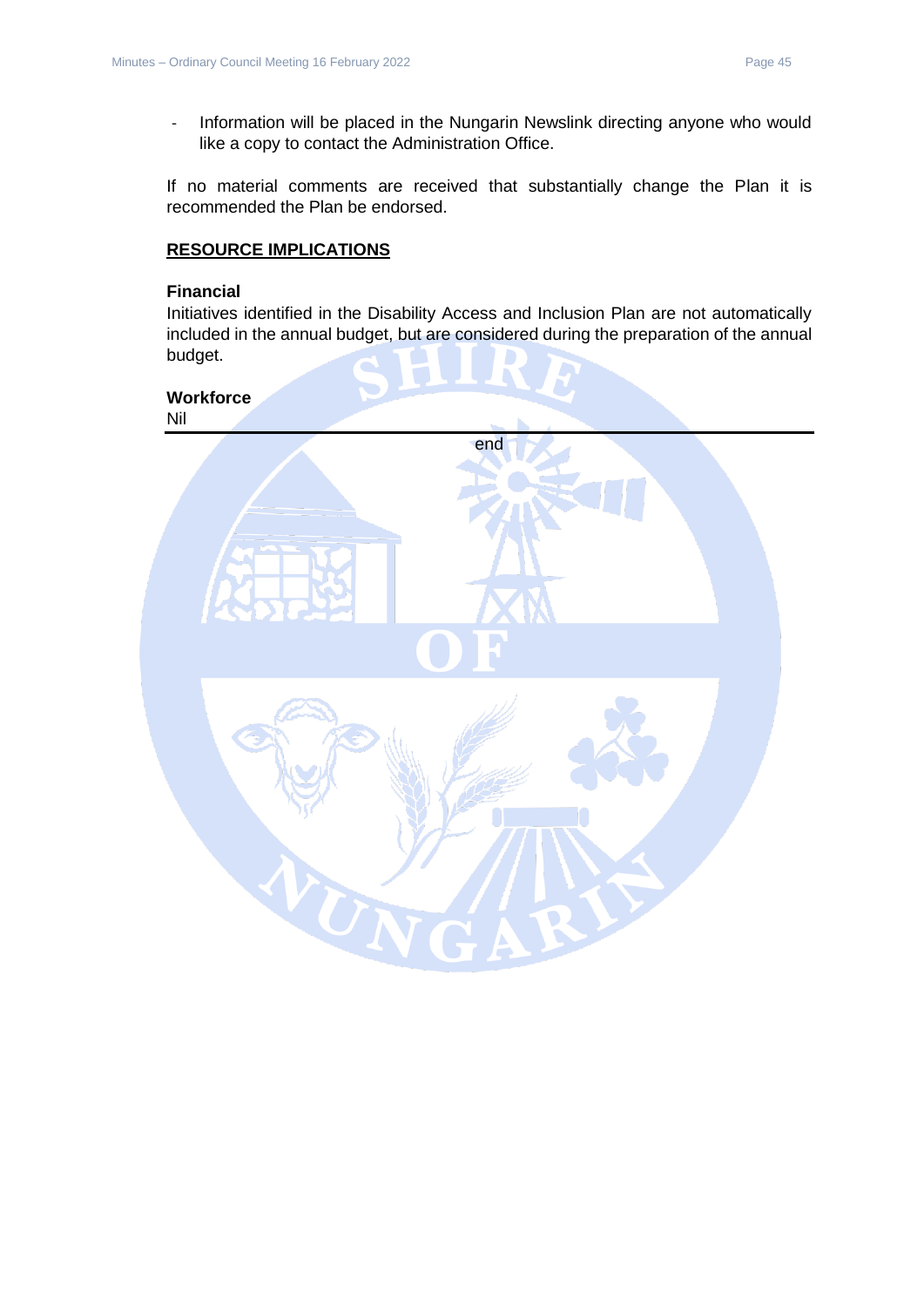- Information will be placed in the Nungarin Newslink directing anyone who would like a copy to contact the Administration Office.

If no material comments are received that substantially change the Plan it is recommended the Plan be endorsed.

## RESOURCE IMPLICATIONS

**Financial**

Initiatives identified in the Disability Access and Inclusion Plan are not automatically included in the annual budget, but are considered during the preparation of the annual budget.

**Workforce**

Nil

---

end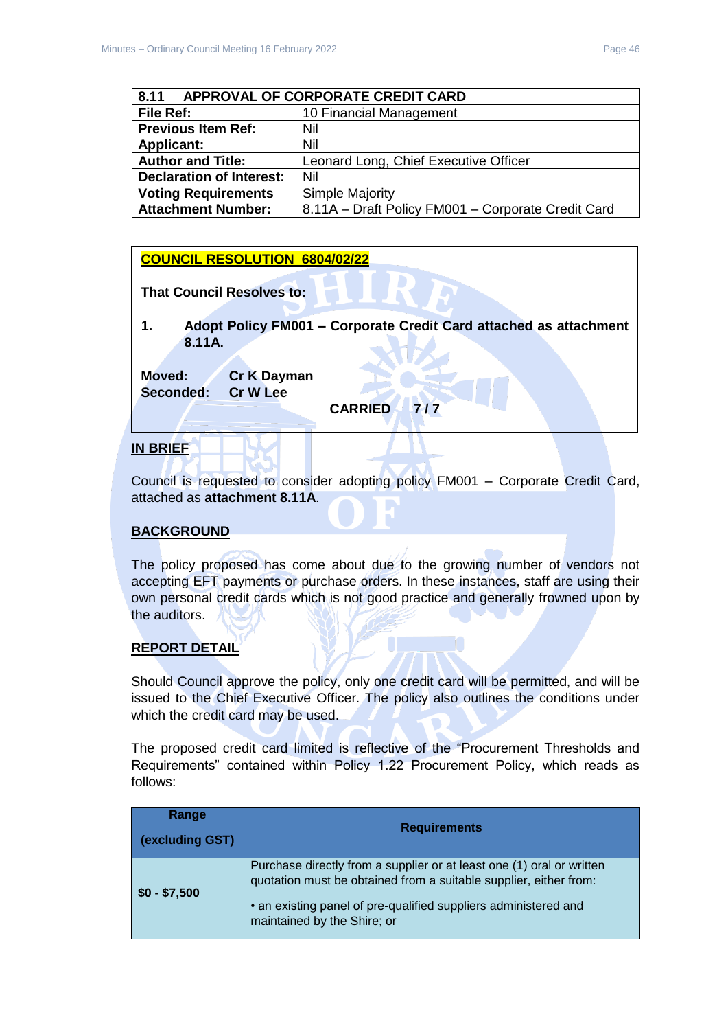| 8.11 APPROVAL OF CORPORATE CREDIT CARD | |
|---|---|
| **File Ref:** | 10 Financial Management |
| **Previous Item Ref:** | Nil |
| **Applicant:** | Nil |
| **Author and Title:** | Leonard Long, Chief Executive Officer |
| **Declaration of Interest:** | Nil |
| **Voting Requirements** | Simple Majority |
| **Attachment Number:** | 8.11A – Draft Policy FM001 – Corporate Credit Card |

**COUNCIL RESOLUTION 6804/02/22**

**That Council Resolves to:**

**1. Adopt Policy FM001 – Corporate Credit Card attached as attachment 8.11A.**

**Moved:** Cr K Dayman
**Seconded:** Cr W Lee

**CARRIED 7 / 7**

## IN BRIEF

Council is requested to consider adopting policy FM001 – Corporate Credit Card, attached as **attachment 8.11A**.

## BACKGROUND

The policy proposed has come about due to the growing number of vendors not accepting EFT payments or purchase orders. In these instances, staff are using their own personal credit cards which is not good practice and generally frowned upon by the auditors.

## REPORT DETAIL

Should Council approve the policy, only one credit card will be permitted, and will be issued to the Chief Executive Officer. The policy also outlines the conditions under which the credit card may be used.

The proposed credit card limited is reflective of the "Procurement Thresholds and Requirements" contained within Policy 1.22 Procurement Policy, which reads as follows:

| Range (excluding GST) | Requirements |
|---|---|
| $0 - $7,500 | Purchase directly from a supplier or at least one (1) oral or written quotation must be obtained from a suitable supplier, either from:<br><br>• an existing panel of pre-qualified suppliers administered and maintained by the Shire; or |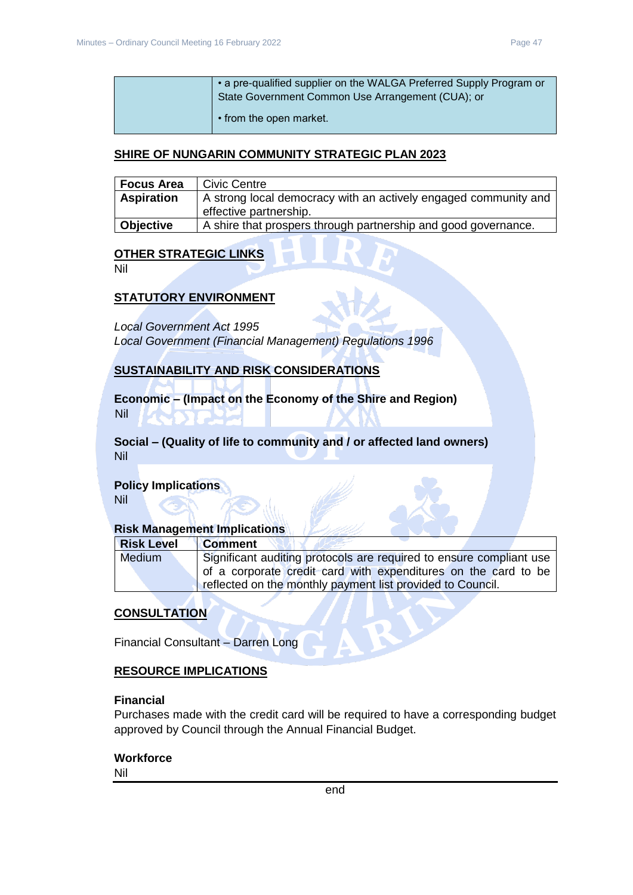| | • a pre-qualified supplier on the WALGA Preferred Supply Program or State Government Common Use Arrangement (CUA); or<br>• from the open market. |
|---|---|

## SHIRE OF NUNGARIN COMMUNITY STRATEGIC PLAN 2023

| **Focus Area** | Civic Centre |
|---|---|
| **Aspiration** | A strong local democracy with an actively engaged community and effective partnership. |
| **Objective** | A shire that prospers through partnership and good governance. |

## OTHER STRATEGIC LINKS

Nil

## STATUTORY ENVIRONMENT

*Local Government Act 1995*
*Local Government (Financial Management) Regulations 1996*

## SUSTAINABILITY AND RISK CONSIDERATIONS

**Economic – (Impact on the Economy of the Shire and Region)**
Nil

**Social – (Quality of life to community and / or affected land owners)**
Nil

**Policy Implications**
Nil

**Risk Management Implications**

| Risk Level | Comment |
|---|---|
| Medium | Significant auditing protocols are required to ensure compliant use of a corporate credit card with expenditures on the card to be reflected on the monthly payment list provided to Council. |

## CONSULTATION

Financial Consultant – Darren Long

## RESOURCE IMPLICATIONS

**Financial**
Purchases made with the credit card will be required to have a corresponding budget approved by Council through the Annual Financial Budget.

**Workforce**
Nil

end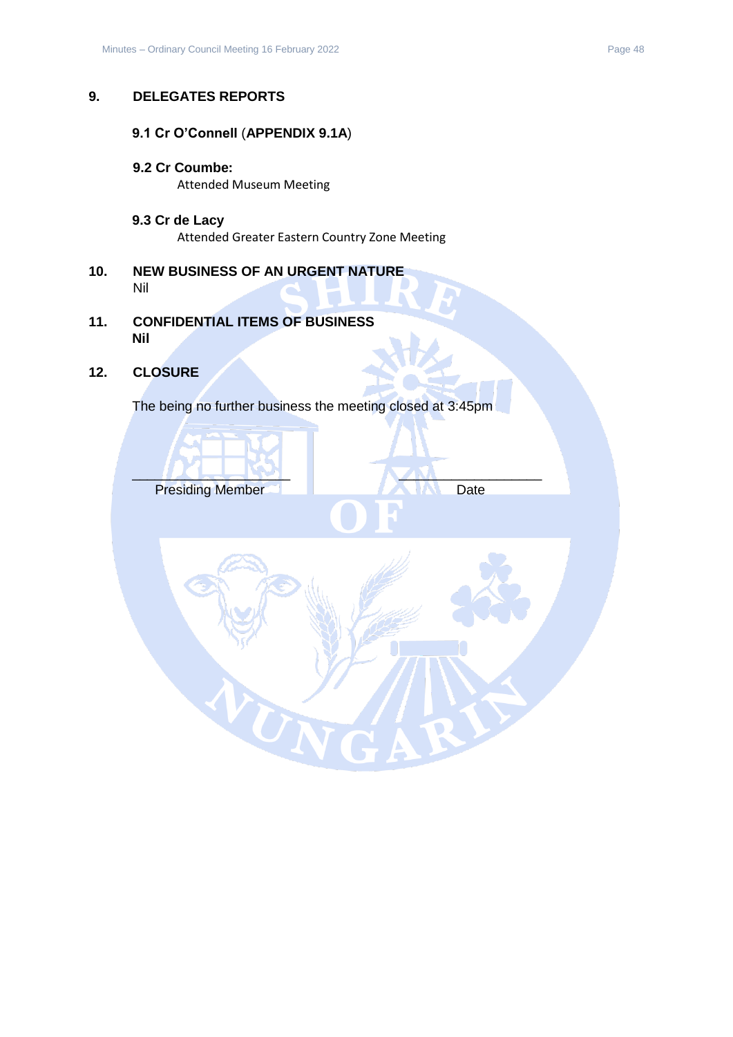## 9. DELEGATES REPORTS

### 9.1 Cr O'Connell (APPENDIX 9.1A)

### 9.2 Cr Coumbe:

Attended Museum Meeting

### 9.3 Cr de Lacy

Attended Greater Eastern Country Zone Meeting

## 10. NEW BUSINESS OF AN URGENT NATURE

Nil

## 11. CONFIDENTIAL ITEMS OF BUSINESS

**Nil**

## 12. CLOSURE

The being no further business the meeting closed at 3:45pm

\_\_\_\_\_\_\_\_\_\_\_\_\_\_\_\_\_\_\_\_ \_\_\_\_\_\_\_\_\_\_\_\_\_\_\_\_\_\_\_\_

Presiding Member Date